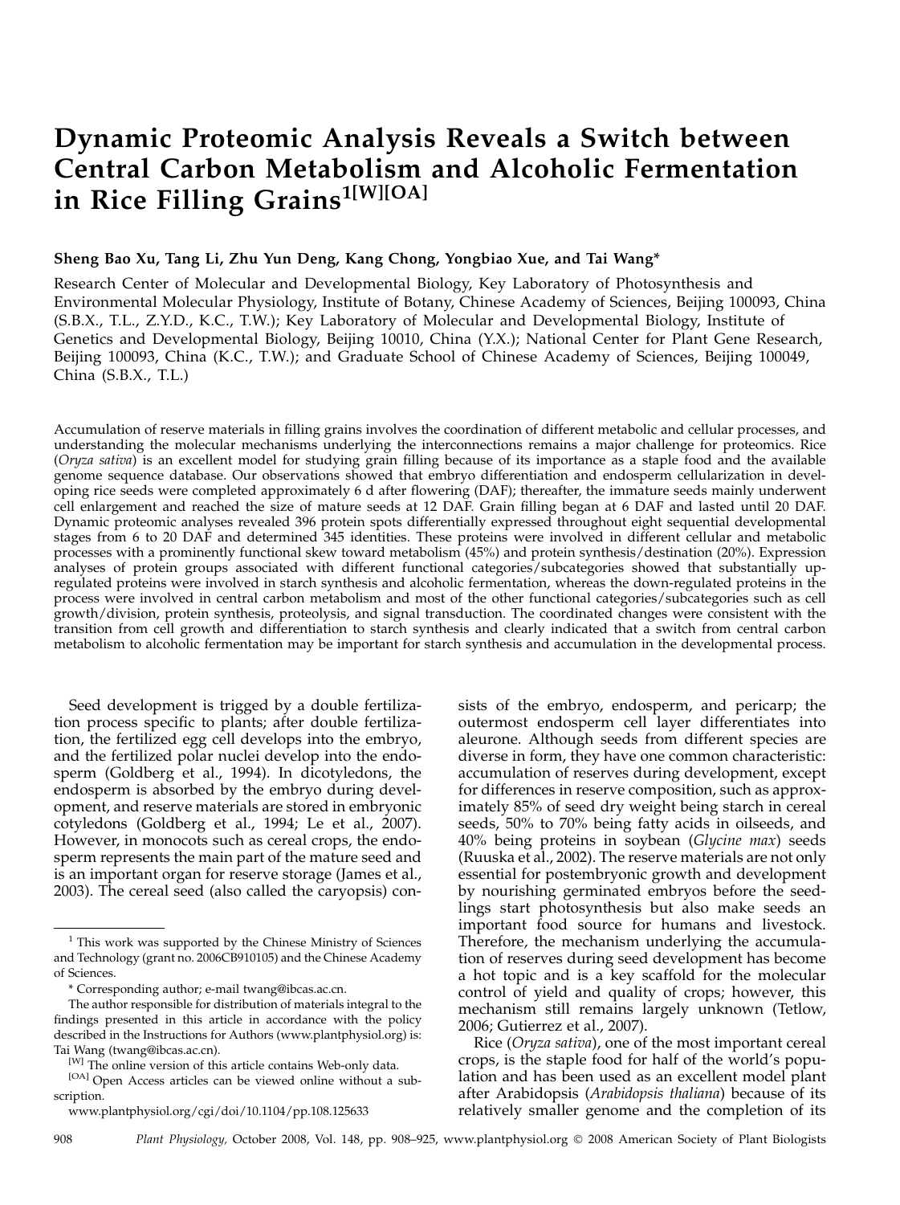# Dynamic Proteomic Analysis Reveals a Switch between Central Carbon Metabolism and Alcoholic Fermentation in Rice Filling Grains[1[W][OA]]

**Sheng Bao Xu, Tang Li, Zhu Yun Deng, Kang Chong, Yongbiao Xue, and Tai Wang\***

Research Center of Molecular and Developmental Biology, Key Laboratory of Photosynthesis and Environmental Molecular Physiology, Institute of Botany, Chinese Academy of Sciences, Beijing 100093, China (S.B.X., T.L., Z.Y.D., K.C., T.W.); Key Laboratory of Molecular and Developmental Biology, Institute of Genetics and Developmental Biology, Beijing 10010, China (Y.X.); National Center for Plant Gene Research, Beijing 100093, China (K.C., T.W.); and Graduate School of Chinese Academy of Sciences, Beijing 100049, China (S.B.X., T.L.)

Accumulation of reserve materials in filling grains involves the coordination of different metabolic and cellular processes, and understanding the molecular mechanisms underlying the interconnections remains a major challenge for proteomics. Rice (*Oryza sativa*) is an excellent model for studying grain filling because of its importance as a staple food and the available genome sequence database. Our observations showed that embryo differentiation and endosperm cellularization in developing rice seeds were completed approximately 6 d after flowering (DAF); thereafter, the immature seeds mainly underwent cell enlargement and reached the size of mature seeds at 12 DAF. Grain filling began at 6 DAF and lasted until 20 DAF. Dynamic proteomic analyses revealed 396 protein spots differentially expressed throughout eight sequential developmental stages from 6 to 20 DAF and determined 345 identities. These proteins were involved in different cellular and metabolic processes with a prominently functional skew toward metabolism (45%) and protein synthesis/destination (20%). Expression analyses of protein groups associated with different functional categories/subcategories showed that substantially up-regulated proteins were involved in starch synthesis and alcoholic fermentation, whereas the down-regulated proteins in the process were involved in central carbon metabolism and most of the other functional categories/subcategories such as cell growth/division, protein synthesis, proteolysis, and signal transduction. The coordinated changes were consistent with the transition from cell growth and differentiation to starch synthesis and clearly indicated that a switch from central carbon metabolism to alcoholic fermentation may be important for starch synthesis and accumulation in the developmental process.

Seed development is trigged by a double fertilization process specific to plants; after double fertilization, the fertilized egg cell develops into the embryo, and the fertilized polar nuclei develop into the endosperm (Goldberg et al., 1994). In dicotyledons, the endosperm is absorbed by the embryo during development, and reserve materials are stored in embryonic cotyledons (Goldberg et al., 1994; Le et al., 2007). However, in monocots such as cereal crops, the endosperm represents the main part of the mature seed and is an important organ for reserve storage (James et al., 2003). The cereal seed (also called the caryopsis) consists of the embryo, endosperm, and pericarp; the outermost endosperm cell layer differentiates into aleurone. Although seeds from different species are diverse in form, they have one common characteristic: accumulation of reserves during development, except for differences in reserve composition, such as approximately 85% of seed dry weight being starch in cereal seeds, 50% to 70% being fatty acids in oilseeds, and 40% being proteins in soybean (*Glycine max*) seeds (Ruuska et al., 2002). The reserve materials are not only essential for postembryonic growth and development by nourishing germinated embryos before the seedlings start photosynthesis but also make seeds an important food source for humans and livestock. Therefore, the mechanism underlying the accumulation of reserves during seed development has become a hot topic and is a key scaffold for the molecular control of yield and quality of crops; however, this mechanism still remains largely unknown (Tetlow, 2006; Gutierrez et al., 2007).

Rice (*Oryza sativa*), one of the most important cereal crops, is the staple food for half of the world's population and has been used as an excellent model plant after Arabidopsis (*Arabidopsis thaliana*) because of its relatively smaller genome and the completion of its

---

[1] This work was supported by the Chinese Ministry of Sciences and Technology (grant no. 2006CB910105) and the Chinese Academy of Sciences.

\* Corresponding author; e-mail twang@ibcas.ac.cn.

The author responsible for distribution of materials integral to the findings presented in this article in accordance with the policy described in the Instructions for Authors (www.plantphysiol.org) is: Tai Wang (twang@ibcas.ac.cn).

[W] The online version of this article contains Web-only data.

[OA] Open Access articles can be viewed online without a subscription.

www.plantphysiol.org/cgi/doi/10.1104/pp.108.125633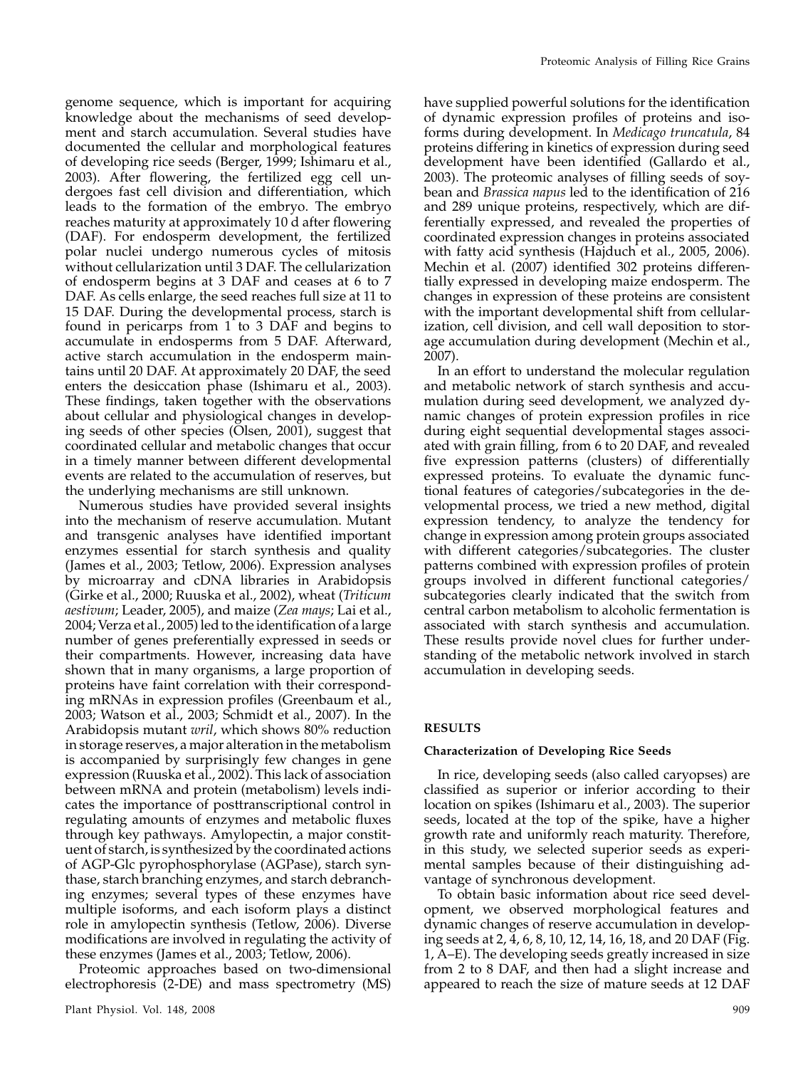genome sequence, which is important for acquiring knowledge about the mechanisms of seed development and starch accumulation. Several studies have documented the cellular and morphological features of developing rice seeds (Berger, 1999; Ishimaru et al., 2003). After flowering, the fertilized egg cell undergoes fast cell division and differentiation, which leads to the formation of the embryo. The embryo reaches maturity at approximately 10 d after flowering (DAF). For endosperm development, the fertilized polar nuclei undergo numerous cycles of mitosis without cellularization until 3 DAF. The cellularization of endosperm begins at 3 DAF and ceases at 6 to 7 DAF. As cells enlarge, the seed reaches full size at 11 to 15 DAF. During the developmental process, starch is found in pericarps from 1 to 3 DAF and begins to accumulate in endosperms from 5 DAF. Afterward, active starch accumulation in the endosperm maintains until 20 DAF. At approximately 20 DAF, the seed enters the desiccation phase (Ishimaru et al., 2003). These findings, taken together with the observations about cellular and physiological changes in developing seeds of other species (Olsen, 2001), suggest that coordinated cellular and metabolic changes that occur in a timely manner between different developmental events are related to the accumulation of reserves, but the underlying mechanisms are still unknown.

Numerous studies have provided several insights into the mechanism of reserve accumulation. Mutant and transgenic analyses have identified important enzymes essential for starch synthesis and quality (James et al., 2003; Tetlow, 2006). Expression analyses by microarray and cDNA libraries in Arabidopsis (Girke et al., 2000; Ruuska et al., 2002), wheat (*Triticum aestivum*; Leader, 2005), and maize (*Zea mays*; Lai et al., 2004; Verza et al., 2005) led to the identification of a large number of genes preferentially expressed in seeds or their compartments. However, increasing data have shown that in many organisms, a large proportion of proteins have faint correlation with their corresponding mRNAs in expression profiles (Greenbaum et al., 2003; Watson et al., 2003; Schmidt et al., 2007). In the Arabidopsis mutant *wri*, which shows 80% reduction in storage reserves, a major alteration in the metabolism is accompanied by surprisingly few changes in gene expression (Ruuska et al., 2002). This lack of association between mRNA and protein (metabolism) levels indicates the importance of posttranscriptional control in regulating amounts of enzymes and metabolic fluxes through key pathways. Amylopectin, a major constituent of starch, is synthesized by the coordinated actions of AGP-Glc pyrophosphorylase (AGPase), starch synthase, starch branching enzymes, and starch debranching enzymes; several types of these enzymes have multiple isoforms, and each isoform plays a distinct role in amylopectin synthesis (Tetlow, 2006). Diverse modifications are involved in regulating the activity of these enzymes (James et al., 2003; Tetlow, 2006).

Proteomic approaches based on two-dimensional electrophoresis (2-DE) and mass spectrometry (MS) have supplied powerful solutions for the identification of dynamic expression profiles of proteins and isoforms during development. In *Medicago truncatula*, 84 proteins differing in kinetics of expression during seed development have been identified (Gallardo et al., 2003). The proteomic analyses of filling seeds of soybean and *Brassica napus* led to the identification of 216 and 289 unique proteins, respectively, which are differentially expressed, and revealed the properties of coordinated expression changes in proteins associated with fatty acid synthesis (Hajduch et al., 2005, 2006). Mechin et al. (2007) identified 302 proteins differentially expressed in developing maize endosperm. The changes in expression of these proteins are consistent with the important developmental shift from cellularization, cell division, and cell wall deposition to storage accumulation during development (Mechin et al., 2007).

In an effort to understand the molecular regulation and metabolic network of starch synthesis and accumulation during seed development, we analyzed dynamic changes of protein expression profiles in rice during eight sequential developmental stages associated with grain filling, from 6 to 20 DAF, and revealed five expression patterns (clusters) of differentially expressed proteins. To evaluate the dynamic functional features of categories/subcategories in the developmental process, we tried a new method, digital expression tendency, to analyze the tendency for change in expression among protein groups associated with different categories/subcategories. The cluster patterns combined with expression profiles of protein groups involved in different functional categories/subcategories clearly indicated that the switch from central carbon metabolism to alcoholic fermentation is associated with starch synthesis and accumulation. These results provide novel clues for further understanding of the metabolic network involved in starch accumulation in developing seeds.

## RESULTS

### Characterization of Developing Rice Seeds

In rice, developing seeds (also called caryopses) are classified as superior or inferior according to their location on spikes (Ishimaru et al., 2003). The superior seeds, located at the top of the spike, have a higher growth rate and uniformly reach maturity. Therefore, in this study, we selected superior seeds as experimental samples because of their distinguishing advantage of synchronous development.

To obtain basic information about rice seed development, we observed morphological features and dynamic changes of reserve accumulation in developing seeds at 2, 4, 6, 8, 10, 12, 14, 16, 18, and 20 DAF (Fig. 1, A–E). The developing seeds greatly increased in size from 2 to 8 DAF, and then had a slight increase and appeared to reach the size of mature seeds at 12 DAF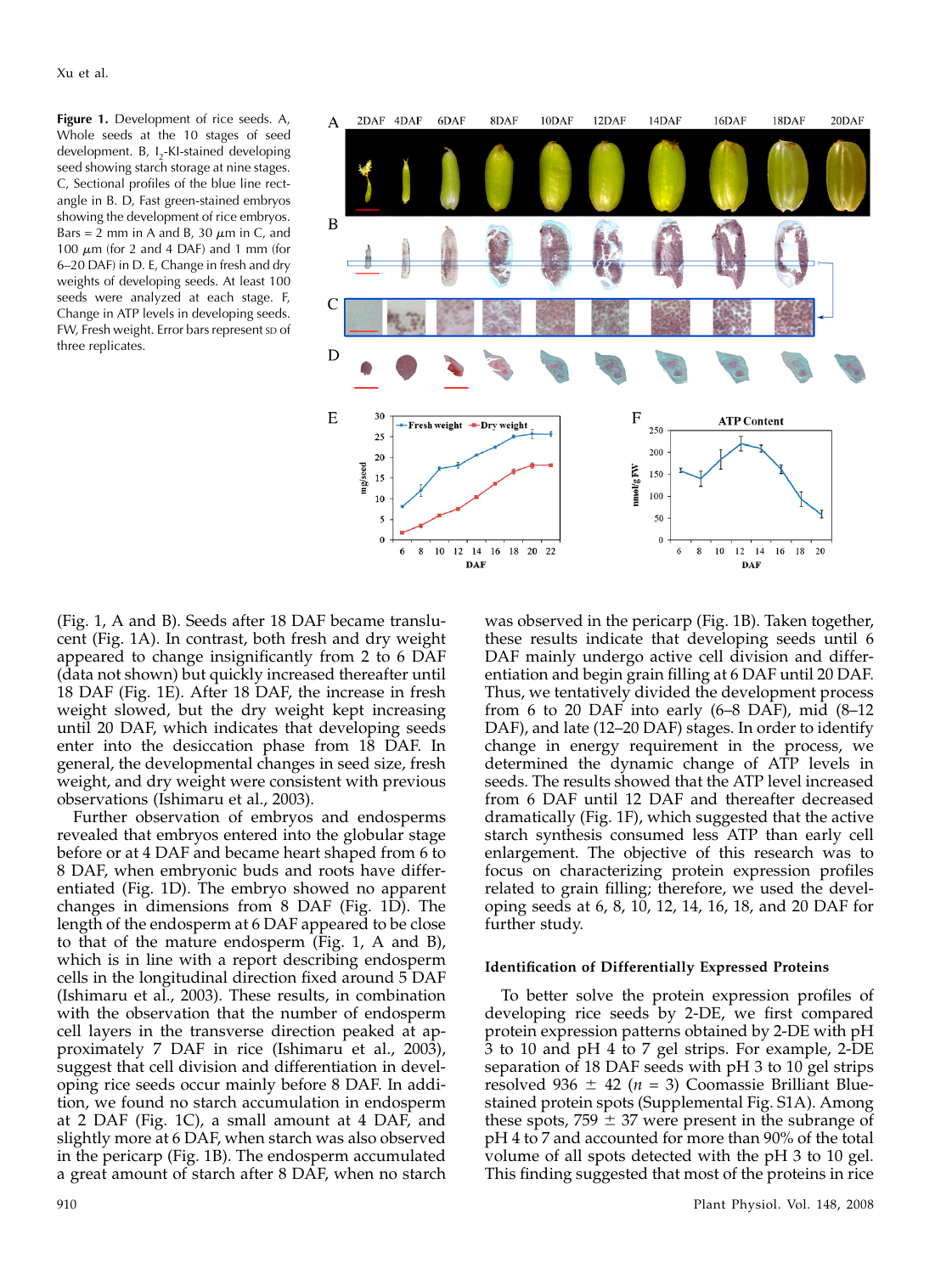A  2DAF  4DAF  6DAF  8DAF  10DAF  12DAF  14DAF  16DAF  18DAF  20DAF

B

C

D

E

Fresh weight  Dry weight

mg/seed

0 5 10 15 20 25 30

6 8 10 12 14 16 18 20 22

DAF

F

ATP Content

nmol/g FW

0 50 100 150 200 250

6 8 10 12 14 16 18 20

DAF

**Figure 1.** Development of rice seeds. A, Whole seeds at the 10 stages of seed development. B, $I_2$-KI-stained developing seed showing starch storage at nine stages. C, Sectional profiles of the blue line rectangle in B. D, Fast green-stained embryos showing the development of rice embryos. Bars = 2 mm in A and B, 30 $\mu$m in C, and 100 $\mu$m (for 2 and 4 DAF) and 1 mm (for 6–20 DAF) in D. E, Change in fresh and dry weights of developing seeds. At least 100 seeds were analyzed at each stage. F, Change in ATP levels in developing seeds. FW, Fresh weight. Error bars represent SD of three replicates.

(Fig. 1, A and B). Seeds after 18 DAF became translucent (Fig. 1A). In contrast, both fresh and dry weight appeared to change insignificantly from 2 to 6 DAF (data not shown) but quickly increased thereafter until 18 DAF (Fig. 1E). After 18 DAF, the increase in fresh weight slowed, but the dry weight kept increasing until 20 DAF, which indicates that developing seeds enter into the desiccation phase from 18 DAF. In general, the developmental changes in seed size, fresh weight, and dry weight were consistent with previous observations (Ishimaru et al., 2003).

Further observation of embryos and endosperms revealed that embryos entered into the globular stage before or at 4 DAF and became heart shaped from 6 to 8 DAF, when embryonic buds and roots have differentiated (Fig. 1D). The embryo showed no apparent changes in dimensions from 8 DAF (Fig. 1D). The length of the endosperm at 6 DAF appeared to be close to that of the mature endosperm (Fig. 1, A and B), which is in line with a report describing endosperm cells in the longitudinal direction fixed around 5 DAF (Ishimaru et al., 2003). These results, in combination with the observation that the number of endosperm cell layers in the transverse direction peaked at approximately 7 DAF in rice (Ishimaru et al., 2003), suggest that cell division and differentiation in developing rice seeds occur mainly before 8 DAF. In addition, we found no starch accumulation in endosperm at 2 DAF (Fig. 1C), a small amount at 4 DAF, and slightly more at 6 DAF, when starch was also observed in the pericarp (Fig. 1B). The endosperm accumulated a great amount of starch after 8 DAF, when no starch was observed in the pericarp (Fig. 1B). Taken together, these results indicate that developing seeds until 6 DAF mainly undergo active cell division and differentiation and begin grain filling at 6 DAF until 20 DAF. Thus, we tentatively divided the development process from 6 to 20 DAF into early (6–8 DAF), mid (8–12 DAF), and late (12–20 DAF) stages. In order to identify change in energy requirement in the process, we determined the dynamic change of ATP levels in seeds. The results showed that the ATP level increased from 6 DAF until 12 DAF and thereafter decreased dramatically (Fig. 1F), which suggested that the active starch synthesis consumed less ATP than early cell enlargement. The objective of this research was to focus on characterizing protein expression profiles related to grain filling; therefore, we used the developing seeds at 6, 8, 10, 12, 14, 16, 18, and 20 DAF for further study.

### Identification of Differentially Expressed Proteins

To better solve the protein expression profiles of developing rice seeds by 2-DE, we first compared protein expression patterns obtained by 2-DE with pH 3 to 10 and pH 4 to 7 gel strips. For example, 2-DE separation of 18 DAF seeds with pH 3 to 10 gel strips resolved 936 ± 42 ($n$ = 3) Coomassie Brilliant Blue-stained protein spots (Supplemental Fig. S1A). Among these spots, 759 ± 37 were present in the subrange of pH 4 to 7 and accounted for more than 90% of the total volume of all spots detected with the pH 3 to 10 gel. This finding suggested that most of the proteins in rice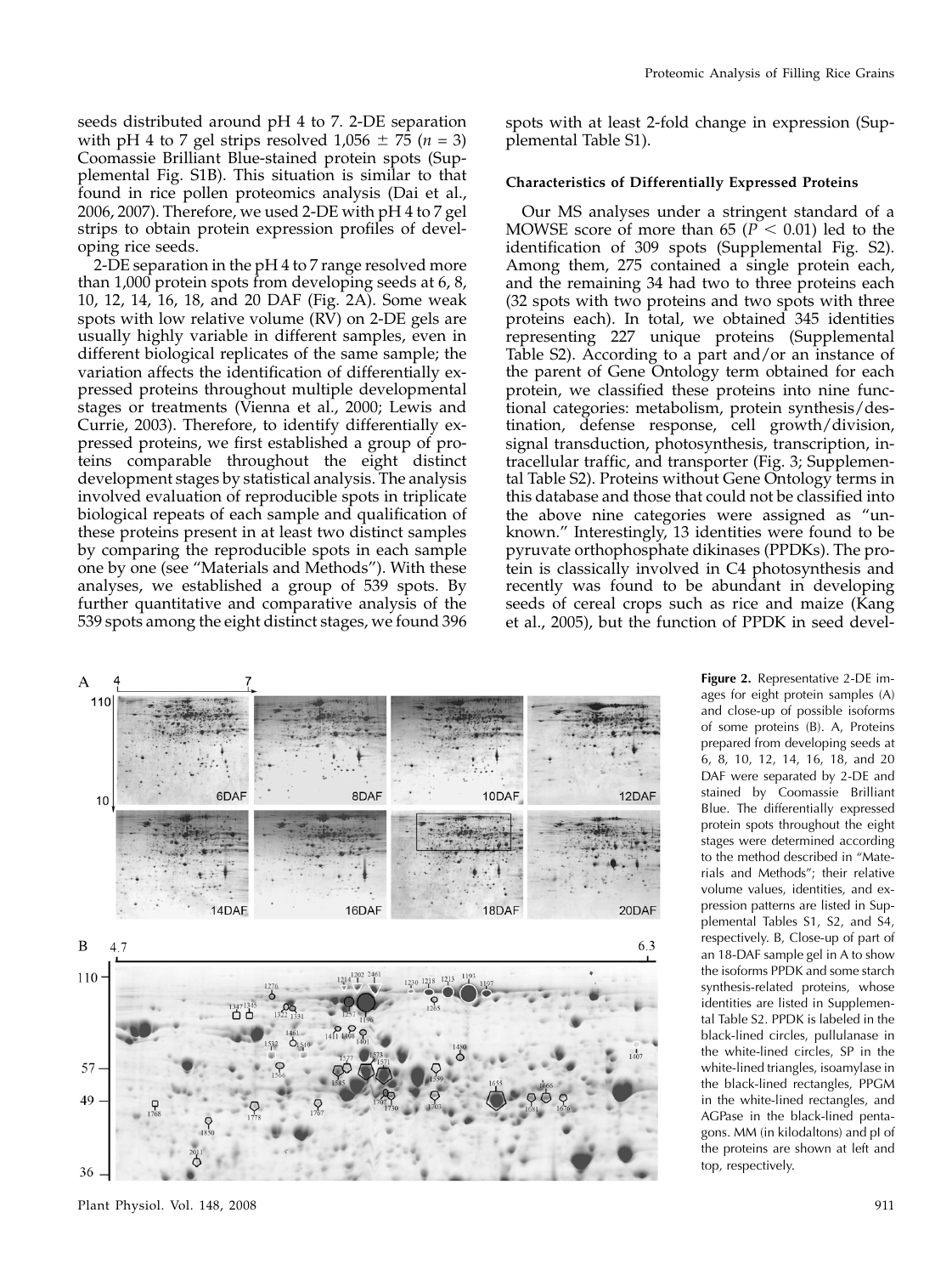seeds distributed around pH 4 to 7. 2-DE separation with pH 4 to 7 gel strips resolved 1,056 ± 75 ($n = 3$) Coomassie Brilliant Blue-stained protein spots (Supplemental Fig. S1B). This situation is similar to that found in rice pollen proteomics analysis (Dai et al., 2006, 2007). Therefore, we used 2-DE with pH 4 to 7 gel strips to obtain protein expression profiles of developing rice seeds.

2-DE separation in the pH 4 to 7 range resolved more than 1,000 protein spots from developing seeds at 6, 8, 10, 12, 14, 16, 18, and 20 DAF (Fig. 2A). Some weak spots with low relative volume (RV) on 2-DE gels are usually highly variable in different samples, even in different biological replicates of the same sample; the variation affects the identification of differentially expressed proteins throughout multiple developmental stages or treatments (Vienna et al., 2000; Lewis and Currie, 2003). Therefore, to identify differentially expressed proteins, we first established a group of proteins comparable throughout the eight distinct development stages by statistical analysis. The analysis involved evaluation of reproducible spots in triplicate biological repeats of each sample and qualification of these proteins present in at least two distinct samples by comparing the reproducible spots in each sample one by one (see "Materials and Methods"). With these analyses, we established a group of 539 spots. By further quantitative and comparative analysis of the 539 spots among the eight distinct stages, we found 396 spots with at least 2-fold change in expression (Supplemental Table S1).

### Characteristics of Differentially Expressed Proteins

Our MS analyses under a stringent standard of a MOWSE score of more than 65 ($P < 0.01$) led to the identification of 309 spots (Supplemental Fig. S2). Among them, 275 contained a single protein each, and the remaining 34 had two to three proteins each (32 spots with two proteins and two spots with three proteins each). In total, we obtained 345 identities representing 227 unique proteins (Supplemental Table S2). According to a part and/or an instance of the parent of Gene Ontology term obtained for each protein, we classified these proteins into nine functional categories: metabolism, protein synthesis/destination, defense response, cell growth/division, signal transduction, photosynthesis, transcription, intracellular traffic, and transporter (Fig. 3; Supplemental Table S2). Proteins without Gene Ontology terms in this database and those that could not be classified into the above nine categories were assigned as "unknown." Interestingly, 13 identities were found to be pyruvate orthophosphate dikinases (PPDKs). The protein is classically involved in C4 photosynthesis and recently was found to be abundant in developing seeds of cereal crops such as rice and maize (Kang et al., 2005), but the function of PPDK in seed devel-

A
4
7
110
10
6DAF
8DAF
10DAF
12DAF
14DAF
16DAF
18DAF
20DAF

B
4.7
6.3
110
57
49
36
1276 1214 1202 2461 1230 1218 1213 1193 1197 1347 1345 1322 1331 1257 1196 1265 1461 1411 1408 1401 1532 1510 1480 1407 1577 1573 1571 1566 1585 1559 1655 1666 1768 1778 1767 1701 1730 1703 1681 1676 1850 2011

**Figure 2.** Representative 2-DE images for eight protein samples (A) and close-up of possible isoforms of some proteins (B). A, Proteins prepared from developing seeds at 6, 8, 10, 12, 14, 16, 18, and 20 DAF were separated by 2-DE and stained by Coomassie Brilliant Blue. The differentially expressed protein spots throughout the eight stages were determined according to the method described in "Materials and Methods"; their relative volume values, identities, and expression patterns are listed in Supplemental Tables S1, S2, and S4, respectively. B, Close-up of part of an 18-DAF sample gel in A to show the isoforms PPDK and some starch synthesis-related proteins, whose identities are listed in Supplemental Table S2. PPDK is labeled in the black-lined circles, pullulanase in the white-lined circles, SP in the white-lined triangles, isoamylase in the black-lined rectangles, PPGM in the white-lined rectangles, and AGPase in the black-lined pentagons. MM (in kilodaltons) and pI of the proteins are shown at left and top, respectively.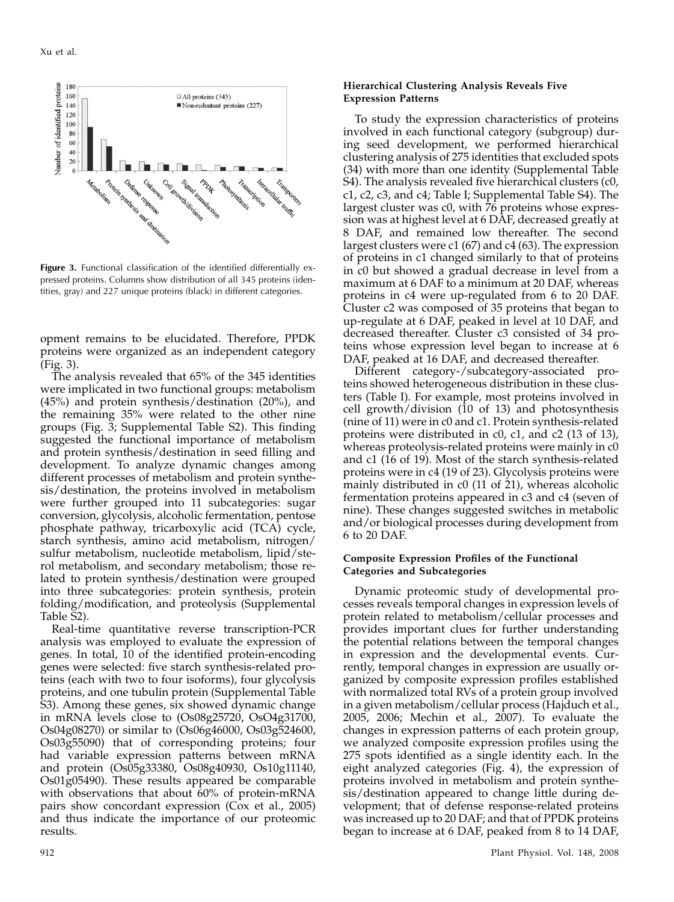Number of identified proteins

180
160
140
120
100
80
60
40
20
0

All proteins (345)
Non-reduntant proteins (227)

Metabolism
Protein synthesis and destination
Defense response
Unknown
Cell growth/division
Signal transduction
PPDK
Photosynthesis
Transcription
Intracellular traffic
Transporters

**Figure 3.** Functional classification of the identified differentially expressed proteins. Columns show distribution of all 345 proteins (identities, gray) and 227 unique proteins (black) in different categories.

opment remains to be elucidated. Therefore, PPDK proteins were organized as an independent category (Fig. 3).

The analysis revealed that 65% of the 345 identities were implicated in two functional groups: metabolism (45%) and protein synthesis/destination (20%), and the remaining 35% were related to the other nine groups (Fig. 3; Supplemental Table S2). This finding suggested the functional importance of metabolism and protein synthesis/destination in seed filling and development. To analyze dynamic changes among different processes of metabolism and protein synthesis/destination, the proteins involved in metabolism were further grouped into 11 subcategories: sugar conversion, glycolysis, alcoholic fermentation, pentose phosphate pathway, tricarboxylic acid (TCA) cycle, starch synthesis, amino acid metabolism, nitrogen/sulfur metabolism, nucleotide metabolism, lipid/sterol metabolism, and secondary metabolism; those related to protein synthesis/destination were grouped into three subcategories: protein synthesis, protein folding/modification, and proteolysis (Supplemental Table S2).

Real-time quantitative reverse transcription-PCR analysis was employed to evaluate the expression of genes. In total, 10 of the identified protein-encoding genes were selected: five starch synthesis-related proteins (each with two to four isoforms), four glycolysis proteins, and one tubulin protein (Supplemental Table S3). Among these genes, six showed dynamic change in mRNA levels close to (Os08g25720, OsO4g31700, Os04g08270) or similar to (Os06g46000, Os03g524600, Os03g55090) that of corresponding proteins; four had variable expression patterns between mRNA and protein (Os05g33380, Os08g40930, Os10g11140, Os01g05490). These results appeared be comparable with observations that about 60% of protein-mRNA pairs show concordant expression (Cox et al., 2005) and thus indicate the importance of our proteomic results.

### Hierarchical Clustering Analysis Reveals Five Expression Patterns

To study the expression characteristics of proteins involved in each functional category (subgroup) during seed development, we performed hierarchical clustering analysis of 275 identities that excluded spots (34) with more than one identity (Supplemental Table S4). The analysis revealed five hierarchical clusters (c0, c1, c2, c3, and c4; Table I; Supplemental Table S4). The largest cluster was c0, with 76 proteins whose expression was at highest level at 6 DAF, decreased greatly at 8 DAF, and remained low thereafter. The second largest clusters were c1 (67) and c4 (63). The expression of proteins in c1 changed similarly to that of proteins in c0 but showed a gradual decrease in level from a maximum at 6 DAF to a minimum at 20 DAF, whereas proteins in c4 were up-regulated from 6 to 20 DAF. Cluster c2 was composed of 35 proteins that began to up-regulate at 6 DAF, peaked in level at 10 DAF, and decreased thereafter. Cluster c3 consisted of 34 proteins whose expression level began to increase at 6 DAF, peaked at 16 DAF, and decreased thereafter.

Different category-/subcategory-associated proteins showed heterogeneous distribution in these clusters (Table I). For example, most proteins involved in cell growth/division (10 of 13) and photosynthesis (nine of 11) were in c0 and c1. Protein synthesis-related proteins were distributed in c0, c1, and c2 (13 of 13), whereas proteolysis-related proteins were mainly in c0 and c1 (16 of 19). Most of the starch synthesis-related proteins were in c4 (19 of 23). Glycolysis proteins were mainly distributed in c0 (11 of 21), whereas alcoholic fermentation proteins appeared in c3 and c4 (seven of nine). These changes suggested switches in metabolic and/or biological processes during development from 6 to 20 DAF.

### Composite Expression Profiles of the Functional Categories and Subcategories

Dynamic proteomic study of developmental processes reveals temporal changes in expression levels of protein related to metabolism/cellular processes and provides important clues for further understanding the potential relations between the temporal changes in expression and the developmental events. Currently, temporal changes in expression are usually organized by composite expression profiles established with normalized total RVs of a protein group involved in a given metabolism/cellular process (Hajduch et al., 2005, 2006; Mechin et al., 2007). To evaluate the changes in expression patterns of each protein group, we analyzed composite expression profiles using the 275 spots identified as a single identity each. In the eight analyzed categories (Fig. 4), the expression of proteins involved in metabolism and protein synthesis/destination appeared to change little during development; that of defense response-related proteins was increased up to 20 DAF; and that of PPDK proteins began to increase at 6 DAF, peaked from 8 to 14 DAF,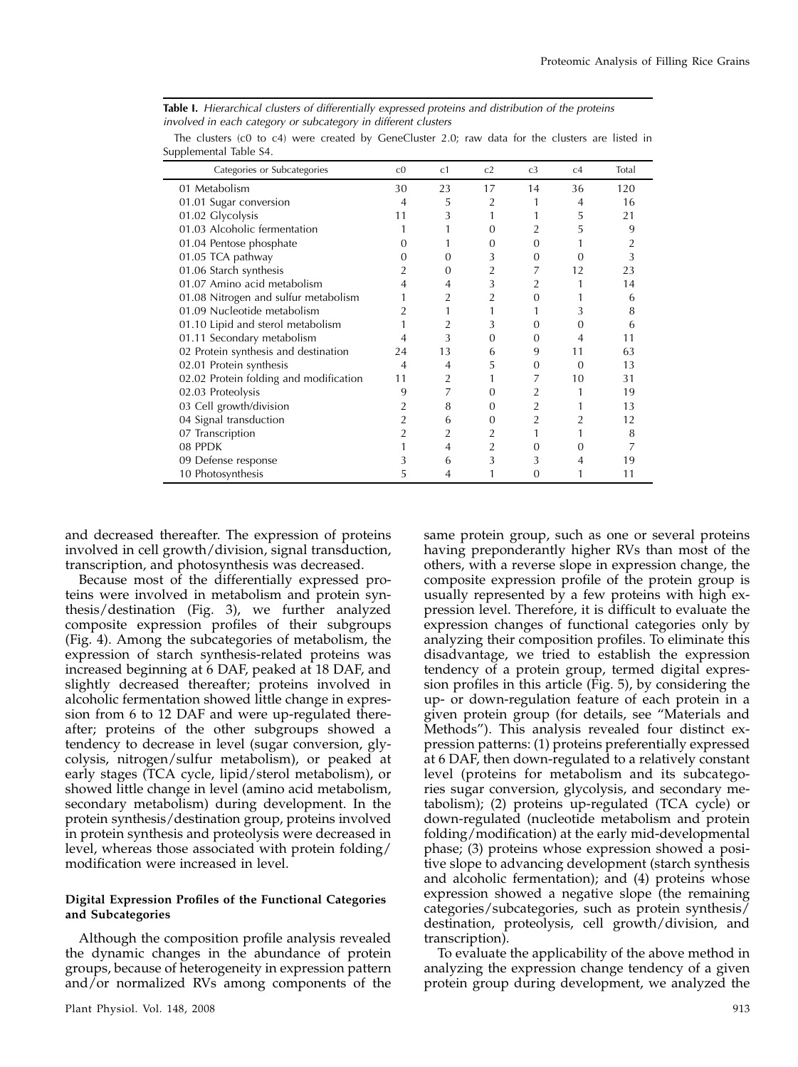**Table I.** *Hierarchical clusters of differentially expressed proteins and distribution of the proteins involved in each category or subcategory in different clusters*

The clusters (c0 to c4) were created by GeneCluster 2.0; raw data for the clusters are listed in Supplemental Table S4.

| Categories or Subcategories | c0 | c1 | c2 | c3 | c4 | Total |
|---|---|---|---|---|---|---|
| 01 Metabolism | 30 | 23 | 17 | 14 | 36 | 120 |
| 01.01 Sugar conversion | 4 | 5 | 2 | 1 | 4 | 16 |
| 01.02 Glycolysis | 11 | 3 | 1 | 1 | 5 | 21 |
| 01.03 Alcoholic fermentation | 1 | 1 | 0 | 2 | 5 | 9 |
| 01.04 Pentose phosphate | 0 | 1 | 0 | 0 | 1 | 2 |
| 01.05 TCA pathway | 0 | 0 | 3 | 0 | 0 | 3 |
| 01.06 Starch synthesis | 2 | 0 | 2 | 7 | 12 | 23 |
| 01.07 Amino acid metabolism | 4 | 4 | 3 | 2 | 1 | 14 |
| 01.08 Nitrogen and sulfur metabolism | 1 | 2 | 2 | 0 | 1 | 6 |
| 01.09 Nucleotide metabolism | 2 | 1 | 1 | 1 | 3 | 8 |
| 01.10 Lipid and sterol metabolism | 1 | 2 | 3 | 0 | 0 | 6 |
| 01.11 Secondary metabolism | 4 | 3 | 0 | 0 | 4 | 11 |
| 02 Protein synthesis and destination | 24 | 13 | 6 | 9 | 11 | 63 |
| 02.01 Protein synthesis | 4 | 4 | 5 | 0 | 0 | 13 |
| 02.02 Protein folding and modification | 11 | 2 | 1 | 7 | 10 | 31 |
| 02.03 Proteolysis | 9 | 7 | 0 | 2 | 1 | 19 |
| 03 Cell growth/division | 2 | 8 | 0 | 2 | 1 | 13 |
| 04 Signal transduction | 2 | 6 | 0 | 2 | 2 | 12 |
| 07 Transcription | 2 | 2 | 2 | 1 | 1 | 8 |
| 08 PPDK | 1 | 4 | 2 | 0 | 0 | 7 |
| 09 Defense response | 3 | 6 | 3 | 3 | 4 | 19 |
| 10 Photosynthesis | 5 | 4 | 1 | 0 | 1 | 11 |

and decreased thereafter. The expression of proteins involved in cell growth/division, signal transduction, transcription, and photosynthesis was decreased.

Because most of the differentially expressed proteins were involved in metabolism and protein synthesis/destination (Fig. 3), we further analyzed composite expression profiles of their subgroups (Fig. 4). Among the subcategories of metabolism, the expression of starch synthesis-related proteins was increased beginning at 6 DAF, peaked at 18 DAF, and slightly decreased thereafter; proteins involved in alcoholic fermentation showed little change in expression from 6 to 12 DAF and were up-regulated thereafter; proteins of the other subgroups showed a tendency to decrease in level (sugar conversion, glycolysis, nitrogen/sulfur metabolism), or peaked at early stages (TCA cycle, lipid/sterol metabolism), or showed little change in level (amino acid metabolism, secondary metabolism) during development. In the protein synthesis/destination group, proteins involved in protein synthesis and proteolysis were decreased in level, whereas those associated with protein folding/modification were increased in level.

#### Digital Expression Profiles of the Functional Categories and Subcategories

Although the composition profile analysis revealed the dynamic changes in the abundance of protein groups, because of heterogeneity in expression pattern and/or normalized RVs among components of the same protein group, such as one or several proteins having preponderantly higher RVs than most of the others, with a reverse slope in expression change, the composite expression profile of the protein group is usually represented by a few proteins with high expression level. Therefore, it is difficult to evaluate the expression changes of functional categories only by analyzing their composition profiles. To eliminate this disadvantage, we tried to establish the expression tendency of a protein group, termed digital expression profiles in this article (Fig. 5), by considering the up- or down-regulation feature of each protein in a given protein group (for details, see "Materials and Methods"). This analysis revealed four distinct expression patterns: (1) proteins preferentially expressed at 6 DAF, then down-regulated to a relatively constant level (proteins for metabolism and its subcategories sugar conversion, glycolysis, and secondary metabolism); (2) proteins up-regulated (TCA cycle) or down-regulated (nucleotide metabolism and protein folding/modification) at the early mid-developmental phase; (3) proteins whose expression showed a positive slope to advancing development (starch synthesis and alcoholic fermentation); and (4) proteins whose expression showed a negative slope (the remaining categories/subcategories, such as protein synthesis/destination, proteolysis, cell growth/division, and transcription).

To evaluate the applicability of the above method in analyzing the expression change tendency of a given protein group during development, we analyzed the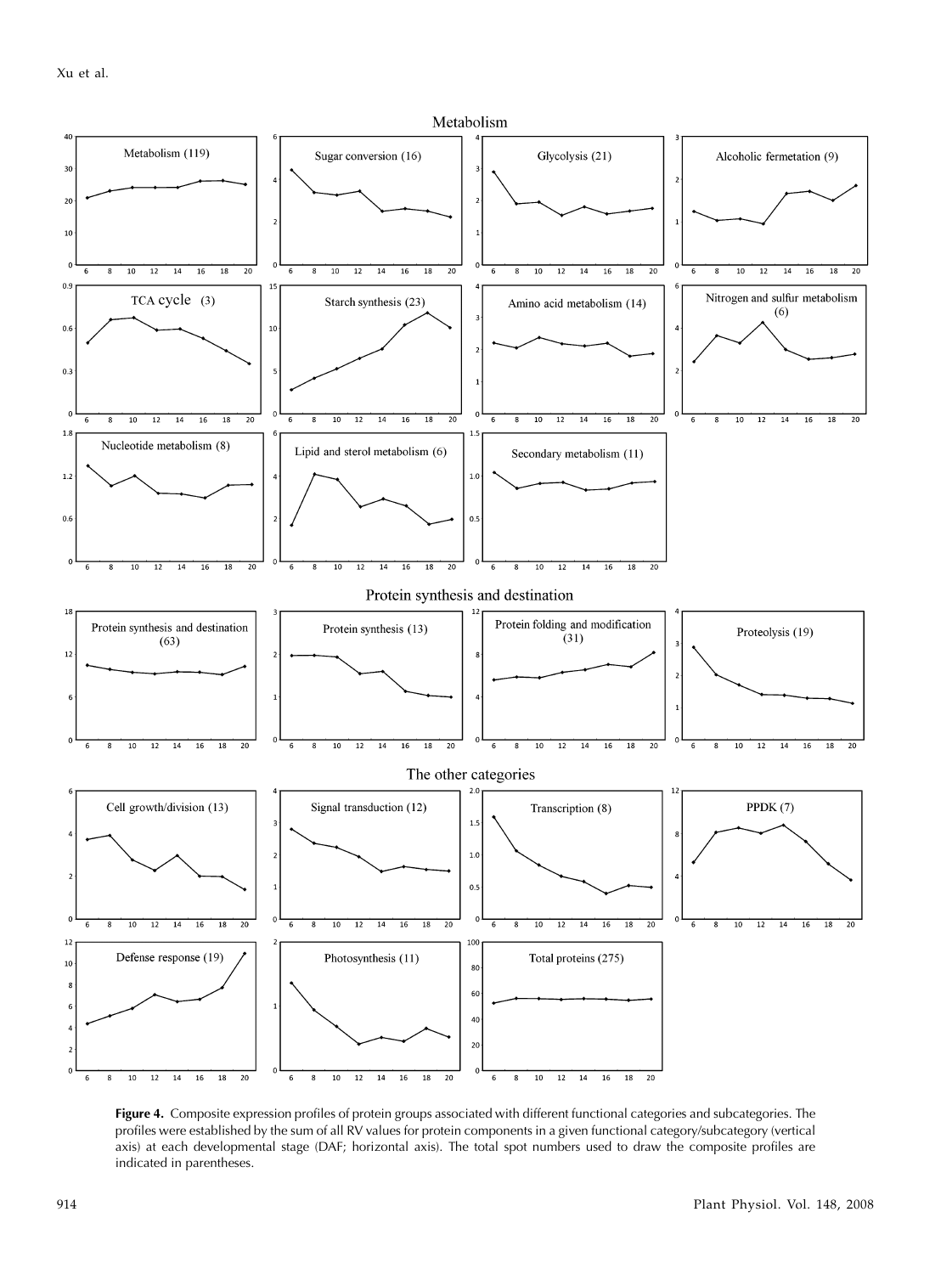Metabolism

Metabolism (119)

Sugar conversion (16)

Glycolysis (21)

Alcoholic fermetation (9)

TCA cycle (3)

Starch synthesis (23)

Amino acid metabolism (14)

Nitrogen and sulfur metabolism (6)

Nucleotide metabolism (8)

Lipid and sterol metabolism (6)

Secondary metabolism (11)

Protein synthesis and destination

Protein synthesis and destination (63)

Protein synthesis (13)

Protein folding and modification (31)

Proteolysis (19)

The other categories

Cell growth/division (13)

Signal transduction (12)

Transcription (8)

PPDK (7)

Defense response (19)

Photosynthesis (11)

Total proteins (275)

**Figure 4.** Composite expression profiles of protein groups associated with different functional categories and subcategories. The profiles were established by the sum of all RV values for protein components in a given functional category/subcategory (vertical axis) at each developmental stage (DAF; horizontal axis). The total spot numbers used to draw the composite profiles are indicated in parentheses.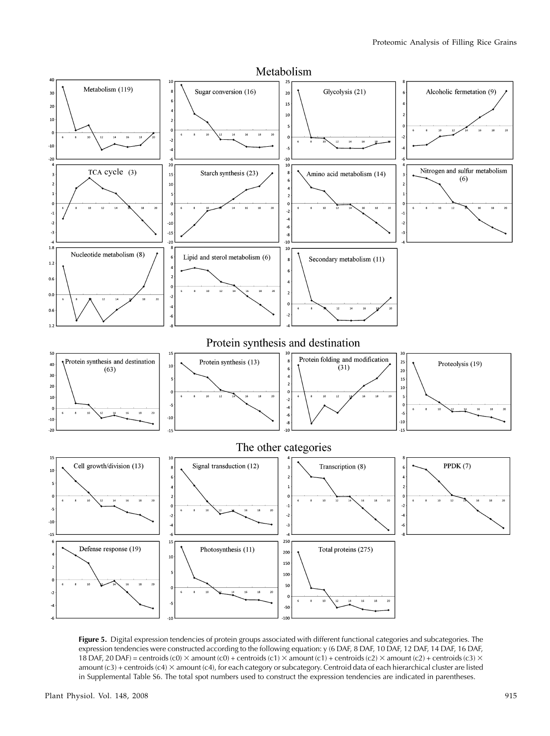**Figure 5.** Digital expression tendencies of protein groups associated with different functional categories and subcategories. The expression tendencies were constructed according to the following equation: y (6 DAF, 8 DAF, 10 DAF, 12 DAF, 14 DAF, 16 DAF, 18 DAF, 20 DAF) = centroids (c0) × amount (c0) + centroids (c1) × amount (c1) + centroids (c2) × amount (c2) + centroids (c3) × amount (c3) + centroids (c4) × amount (c4), for each category or subcategory. Centroid data of each hierarchical cluster are listed in Supplemental Table S6. The total spot numbers used to construct the expression tendencies are indicated in parentheses.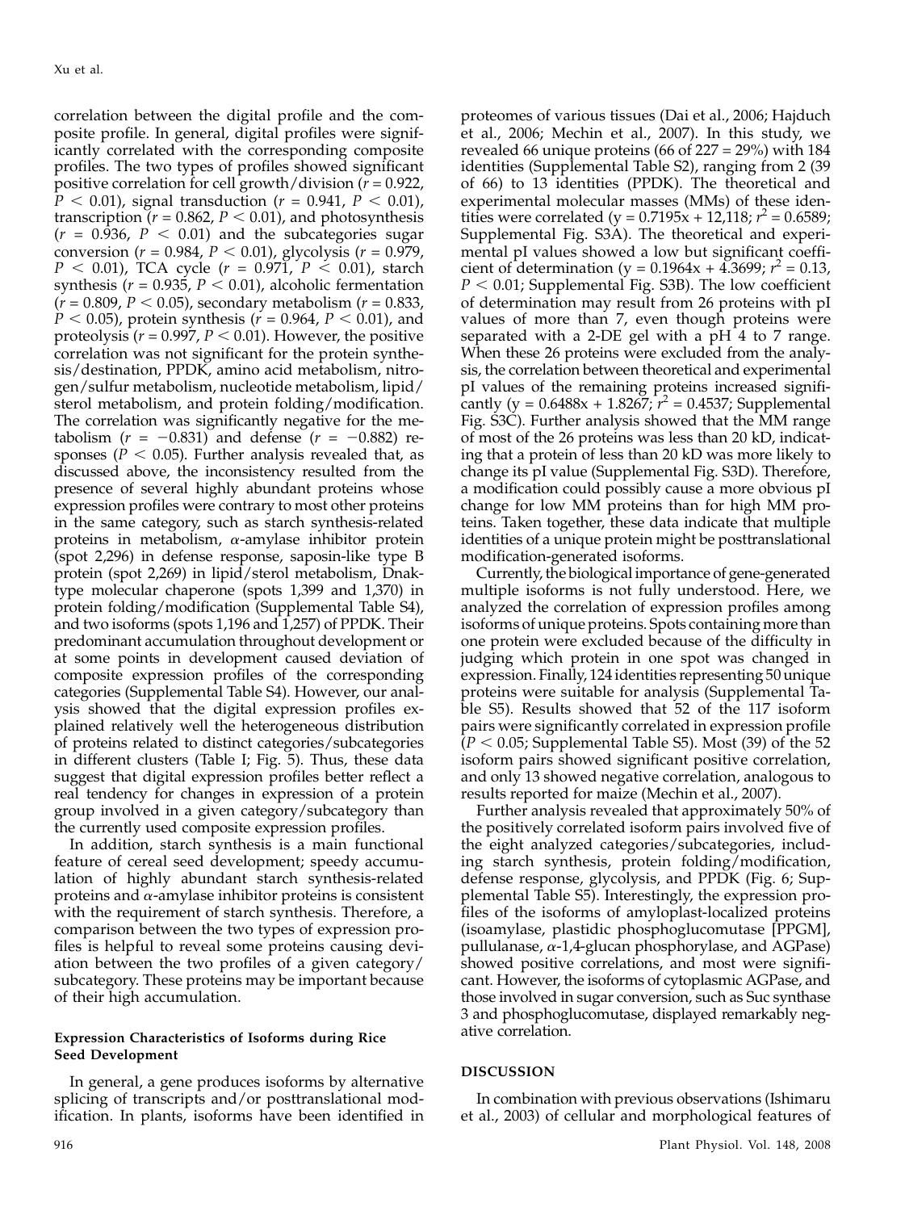correlation between the digital profile and the composite profile. In general, digital profiles were significantly correlated with the corresponding composite profiles. The two types of profiles showed significant positive correlation for cell growth/division ($r = 0.922$, $P < 0.01$), signal transduction ($r = 0.941$, $P < 0.01$), transcription ($r = 0.862$, $P < 0.01$), and photosynthesis ($r = 0.936$, $P < 0.01$) and the subcategories sugar conversion ($r = 0.984$, $P < 0.01$), glycolysis ($r = 0.979$, $P < 0.01$), TCA cycle ($r = 0.971$, $P < 0.01$), starch synthesis ($r = 0.935$, $P < 0.01$), alcoholic fermentation ($r = 0.809$, $P < 0.05$), secondary metabolism ($r = 0.833$, $P < 0.05$), protein synthesis ($r = 0.964$, $P < 0.01$), and proteolysis ($r = 0.997$, $P < 0.01$). However, the positive correlation was not significant for the protein synthesis/destination, PPDK, amino acid metabolism, nitrogen/sulfur metabolism, nucleotide metabolism, lipid/sterol metabolism, and protein folding/modification. The correlation was significantly negative for the metabolism ($r = -0.831$) and defense ($r = -0.882$) responses ($P < 0.05$). Further analysis revealed that, as discussed above, the inconsistency resulted from the presence of several highly abundant proteins whose expression profiles were contrary to most other proteins in the same category, such as starch synthesis-related proteins in metabolism, α-amylase inhibitor protein (spot 2,296) in defense response, saposin-like type B protein (spot 2,269) in lipid/sterol metabolism, Dnak-type molecular chaperone (spots 1,399 and 1,370) in protein folding/modification (Supplemental Table S4), and two isoforms (spots 1,196 and 1,257) of PPDK. Their predominant accumulation throughout development or at some points in development caused deviation of composite expression profiles of the corresponding categories (Supplemental Table S4). However, our analysis showed that the digital expression profiles explained relatively well the heterogeneous distribution of proteins related to distinct categories/subcategories in different clusters (Table I; Fig. 5). Thus, these data suggest that digital expression profiles better reflect a real tendency for changes in expression of a protein group involved in a given category/subcategory than the currently used composite expression profiles.

In addition, starch synthesis is a main functional feature of cereal seed development; speedy accumulation of highly abundant starch synthesis-related proteins and α-amylase inhibitor proteins is consistent with the requirement of starch synthesis. Therefore, a comparison between the two types of expression profiles is helpful to reveal some proteins causing deviation between the two profiles of a given category/subcategory. These proteins may be important because of their high accumulation.

#### Expression Characteristics of Isoforms during Rice Seed Development

In general, a gene produces isoforms by alternative splicing of transcripts and/or posttranslational modification. In plants, isoforms have been identified in proteomes of various tissues (Dai et al., 2006; Hajduch et al., 2006; Mechin et al., 2007). In this study, we revealed 66 unique proteins (66 of 227 = 29%) with 184 identities (Supplemental Table S2), ranging from 2 (39 of 66) to 13 identities (PPDK). The theoretical and experimental molecular masses (MMs) of these identities were correlated ($y = 0.7195x + 12{,}118$; $r^2 = 0.6589$; Supplemental Fig. S3A). The theoretical and experimental pI values showed a low but significant coefficient of determination ($y = 0.1964x + 4.3699$; $r^2 = 0.13$, $P < 0.01$; Supplemental Fig. S3B). The low coefficient of determination may result from 26 proteins with pI values of more than 7, even though proteins were separated with a 2-DE gel with a pH 4 to 7 range. When these 26 proteins were excluded from the analysis, the correlation between theoretical and experimental pI values of the remaining proteins increased significantly ($y = 0.6488x + 1.8267$; $r^2 = 0.4537$; Supplemental Fig. S3C). Further analysis showed that the MM range of most of the 26 proteins was less than 20 kD, indicating that a protein of less than 20 kD was more likely to change its pI value (Supplemental Fig. S3D). Therefore, a modification could possibly cause a more obvious pI change for low MM proteins than for high MM proteins. Taken together, these data indicate that multiple identities of a unique protein might be posttranslational modification-generated isoforms.

Currently, the biological importance of gene-generated multiple isoforms is not fully understood. Here, we analyzed the correlation of expression profiles among isoforms of unique proteins. Spots containing more than one protein were excluded because of the difficulty in judging which protein in one spot was changed in expression. Finally, 124 identities representing 50 unique proteins were suitable for analysis (Supplemental Table S5). Results showed that 52 of the 117 isoform pairs were significantly correlated in expression profile ($P < 0.05$; Supplemental Table S5). Most (39) of the 52 isoform pairs showed significant positive correlation, and only 13 showed negative correlation, analogous to results reported for maize (Mechin et al., 2007).

Further analysis revealed that approximately 50% of the positively correlated isoform pairs involved five of the eight analyzed categories/subcategories, including starch synthesis, protein folding/modification, defense response, glycolysis, and PPDK (Fig. 6; Supplemental Table S5). Interestingly, the expression profiles of the isoforms of amyloplast-localized proteins (isoamylase, plastidic phosphoglucomutase [PPGM], pullulanase, α-1,4-glucan phosphorylase, and AGPase) showed positive correlations, and most were significant. However, the isoforms of cytoplasmic AGPase, and those involved in sugar conversion, such as Suc synthase 3 and phosphoglucomutase, displayed remarkably negative correlation.

## DISCUSSION

In combination with previous observations (Ishimaru et al., 2003) of cellular and morphological features of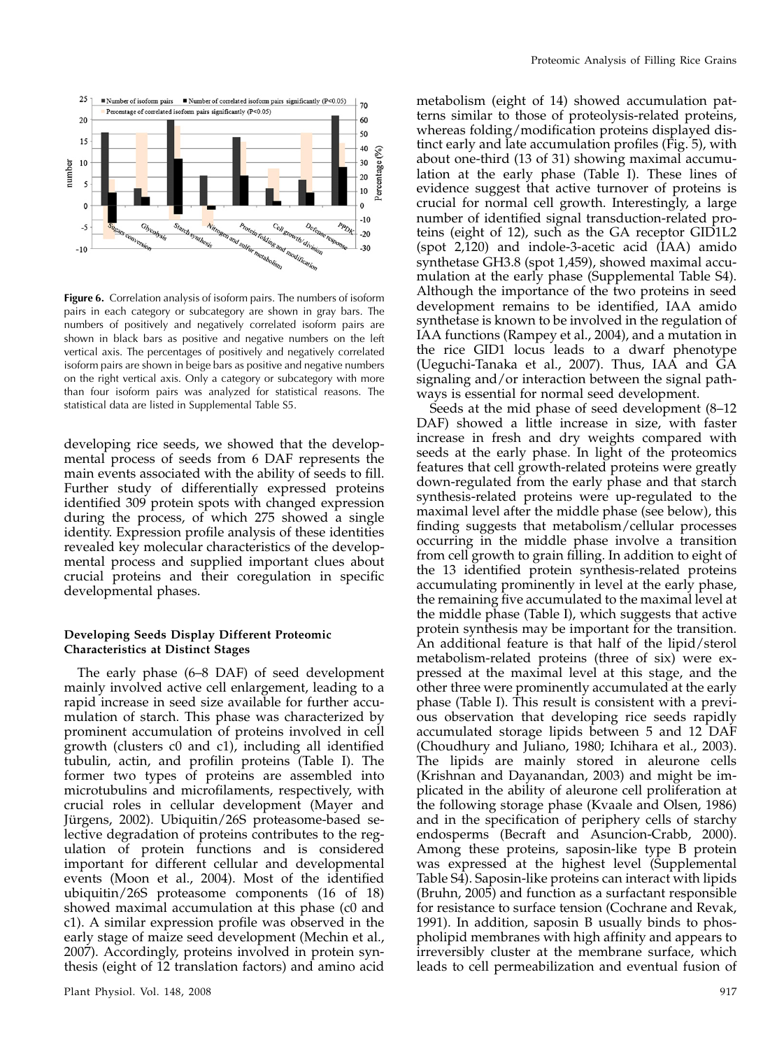25
20
15
10
5
0
-5
-10

number

Number of isoform pairs
Number of correlated isoform pairs significantly (P<0.05)
Percentage of correlated isoform pairs significantly (P<0.05)

70
60
50
40
30
20
10
0
-10
-20
-30

Percentage (%)

Sugars conversion
Glycolysis
Starch synthesis
Nitrogen and sulfur metabolism
Protein folding and modification
Cell growth/division
Defense response
PPDK

**Figure 6.** Correlation analysis of isoform pairs. The numbers of isoform pairs in each category or subcategory are shown in gray bars. The numbers of positively and negatively correlated isoform pairs are shown in black bars as positive and negative numbers on the left vertical axis. The percentages of positively and negatively correlated isoform pairs are shown in beige bars as positive and negative numbers on the right vertical axis. Only a category or subcategory with more than four isoform pairs was analyzed for statistical reasons. The statistical data are listed in Supplemental Table S5.

developing rice seeds, we showed that the developmental process of seeds from 6 DAF represents the main events associated with the ability of seeds to fill. Further study of differentially expressed proteins identified 309 protein spots with changed expression during the process, of which 275 showed a single identity. Expression profile analysis of these identities revealed key molecular characteristics of the developmental process and supplied important clues about crucial proteins and their coregulation in specific developmental phases.

### Developing Seeds Display Different Proteomic Characteristics at Distinct Stages

The early phase (6–8 DAF) of seed development mainly involved active cell enlargement, leading to a rapid increase in seed size available for further accumulation of starch. This phase was characterized by prominent accumulation of proteins involved in cell growth (clusters c0 and c1), including all identified tubulin, actin, and profilin proteins (Table I). The former two types of proteins are assembled into microtubulins and microfilaments, respectively, with crucial roles in cellular development (Mayer and Jürgens, 2002). Ubiquitin/26S proteasome-based selective degradation of proteins contributes to the regulation of protein functions and is considered important for different cellular and developmental events (Moon et al., 2004). Most of the identified ubiquitin/26S proteasome components (16 of 18) showed maximal accumulation at this phase (c0 and c1). A similar expression profile was observed in the early stage of maize seed development (Mechin et al., 2007). Accordingly, proteins involved in protein synthesis (eight of 12 translation factors) and amino acid metabolism (eight of 14) showed accumulation patterns similar to those of proteolysis-related proteins, whereas folding/modification proteins displayed distinct early and late accumulation profiles (Fig. 5), with about one-third (13 of 31) showing maximal accumulation at the early phase (Table I). These lines of evidence suggest that active turnover of proteins is crucial for normal cell growth. Interestingly, a large number of identified signal transduction-related proteins (eight of 12), such as the GA receptor GID1L2 (spot 2,120) and indole-3-acetic acid (IAA) amido synthetase GH3.8 (spot 1,459), showed maximal accumulation at the early phase (Supplemental Table S4). Although the importance of the two proteins in seed development remains to be identified, IAA amido synthetase is known to be involved in the regulation of IAA functions (Rampey et al., 2004), and a mutation in the rice GID1 locus leads to a dwarf phenotype (Ueguchi-Tanaka et al., 2007). Thus, IAA and GA signaling and/or interaction between the signal pathways is essential for normal seed development.

Seeds at the mid phase of seed development (8–12 DAF) showed a little increase in size, with faster increase in fresh and dry weights compared with seeds at the early phase. In light of the proteomics features that cell growth-related proteins were greatly down-regulated from the early phase and that starch synthesis-related proteins were up-regulated to the maximal level after the middle phase (see below), this finding suggests that metabolism/cellular processes occurring in the middle phase involve a transition from cell growth to grain filling. In addition to eight of the 13 identified protein synthesis-related proteins accumulating prominently in level at the early phase, the remaining five accumulated to the maximal level at the middle phase (Table I), which suggests that active protein synthesis may be important for the transition. An additional feature is that half of the lipid/sterol metabolism-related proteins (three of six) were expressed at the maximal level at this stage, and the other three were prominently accumulated at the early phase (Table I). This result is consistent with a previous observation that developing rice seeds rapidly accumulated storage lipids between 5 and 12 DAF (Choudhury and Juliano, 1980; Ichihara et al., 2003). The lipids are mainly stored in aleurone cells (Krishnan and Dayanandan, 2003) and might be implicated in the ability of aleurone cell proliferation at the following storage phase (Kvaale and Olsen, 1986) and in the specification of periphery cells of starchy endosperms (Becraft and Asuncion-Crabb, 2000). Among these proteins, saposin-like type B protein was expressed at the highest level (Supplemental Table S4). Saposin-like proteins can interact with lipids (Bruhn, 2005) and function as a surfactant responsible for resistance to surface tension (Cochrane and Revak, 1991). In addition, saposin B usually binds to phospholipid membranes with high affinity and appears to irreversibly cluster at the membrane surface, which leads to cell permeabilization and eventual fusion of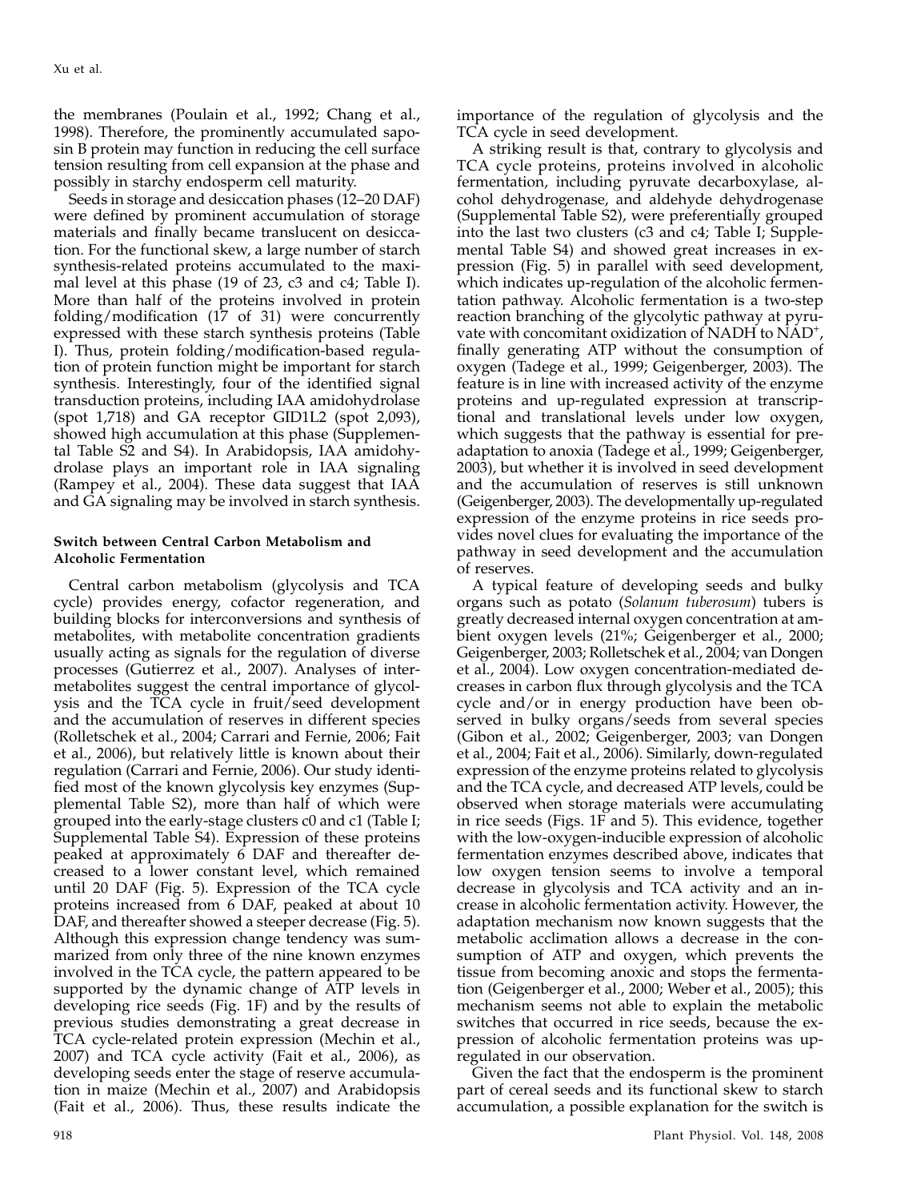the membranes (Poulain et al., 1992; Chang et al., 1998). Therefore, the prominently accumulated saposin B protein may function in reducing the cell surface tension resulting from cell expansion at the phase and possibly in starchy endosperm cell maturity.

Seeds in storage and desiccation phases (12–20 DAF) were defined by prominent accumulation of storage materials and finally became translucent on desiccation. For the functional skew, a large number of starch synthesis-related proteins accumulated to the maximal level at this phase (19 of 23, c3 and c4; Table I). More than half of the proteins involved in protein folding/modification (17 of 31) were concurrently expressed with these starch synthesis proteins (Table I). Thus, protein folding/modification-based regulation of protein function might be important for starch synthesis. Interestingly, four of the identified signal transduction proteins, including IAA amidohydrolase (spot 1,718) and GA receptor GID1L2 (spot 2,093), showed high accumulation at this phase (Supplemental Table S2 and S4). In Arabidopsis, IAA amidohydrolase plays an important role in IAA signaling (Rampey et al., 2004). These data suggest that IAA and GA signaling may be involved in starch synthesis.

#### Switch between Central Carbon Metabolism and Alcoholic Fermentation

Central carbon metabolism (glycolysis and TCA cycle) provides energy, cofactor regeneration, and building blocks for interconversions and synthesis of metabolites, with metabolite concentration gradients usually acting as signals for the regulation of diverse processes (Gutierrez et al., 2007). Analyses of intermetabolites suggest the central importance of glycolysis and the TCA cycle in fruit/seed development and the accumulation of reserves in different species (Rolletschek et al., 2004; Carrari and Fernie, 2006; Fait et al., 2006), but relatively little is known about their regulation (Carrari and Fernie, 2006). Our study identified most of the known glycolysis key enzymes (Supplemental Table S2), more than half of which were grouped into the early-stage clusters c0 and c1 (Table I; Supplemental Table S4). Expression of these proteins peaked at approximately 6 DAF and thereafter decreased to a lower constant level, which remained until 20 DAF (Fig. 5). Expression of the TCA cycle proteins increased from 6 DAF, peaked at about 10 DAF, and thereafter showed a steeper decrease (Fig. 5). Although this expression change tendency was summarized from only three of the nine known enzymes involved in the TCA cycle, the pattern appeared to be supported by the dynamic change of ATP levels in developing rice seeds (Fig. 1F) and by the results of previous studies demonstrating a great decrease in TCA cycle-related protein expression (Mechin et al., 2007) and TCA cycle activity (Fait et al., 2006), as developing seeds enter the stage of reserve accumulation in maize (Mechin et al., 2007) and Arabidopsis (Fait et al., 2006). Thus, these results indicate the importance of the regulation of glycolysis and the TCA cycle in seed development.

A striking result is that, contrary to glycolysis and TCA cycle proteins, proteins involved in alcoholic fermentation, including pyruvate decarboxylase, alcohol dehydrogenase, and aldehyde dehydrogenase (Supplemental Table S2), were preferentially grouped into the last two clusters (c3 and c4; Table I; Supplemental Table S4) and showed great increases in expression (Fig. 5) in parallel with seed development, which indicates up-regulation of the alcoholic fermentation pathway. Alcoholic fermentation is a two-step reaction branching of the glycolytic pathway at pyruvate with concomitant oxidization of NADH to $NAD^+$, finally generating ATP without the consumption of oxygen (Tadege et al., 1999; Geigenberger, 2003). The feature is in line with increased activity of the enzyme proteins and up-regulated expression at transcriptional and translational levels under low oxygen, which suggests that the pathway is essential for preadaptation to anoxia (Tadege et al., 1999; Geigenberger, 2003), but whether it is involved in seed development and the accumulation of reserves is still unknown (Geigenberger, 2003). The developmentally up-regulated expression of the enzyme proteins in rice seeds provides novel clues for evaluating the importance of the pathway in seed development and the accumulation of reserves.

A typical feature of developing seeds and bulky organs such as potato (*Solanum tuberosum*) tubers is greatly decreased internal oxygen concentration at ambient oxygen levels (21%; Geigenberger et al., 2000; Geigenberger, 2003; Rolletschek et al., 2004; van Dongen et al., 2004). Low oxygen concentration-mediated decreases in carbon flux through glycolysis and the TCA cycle and/or in energy production have been observed in bulky organs/seeds from several species (Gibon et al., 2002; Geigenberger, 2003; van Dongen et al., 2004; Fait et al., 2006). Similarly, down-regulated expression of the enzyme proteins related to glycolysis and the TCA cycle, and decreased ATP levels, could be observed when storage materials were accumulating in rice seeds (Figs. 1F and 5). This evidence, together with the low-oxygen-inducible expression of alcoholic fermentation enzymes described above, indicates that low oxygen tension seems to involve a temporal decrease in glycolysis and TCA activity and an increase in alcoholic fermentation activity. However, the adaptation mechanism now known suggests that the metabolic acclimation allows a decrease in the consumption of ATP and oxygen, which prevents the tissue from becoming anoxic and stops the fermentation (Geigenberger et al., 2000; Weber et al., 2005); this mechanism seems not able to explain the metabolic switches that occurred in rice seeds, because the expression of alcoholic fermentation proteins was up-regulated in our observation.

Given the fact that the endosperm is the prominent part of cereal seeds and its functional skew to starch accumulation, a possible explanation for the switch is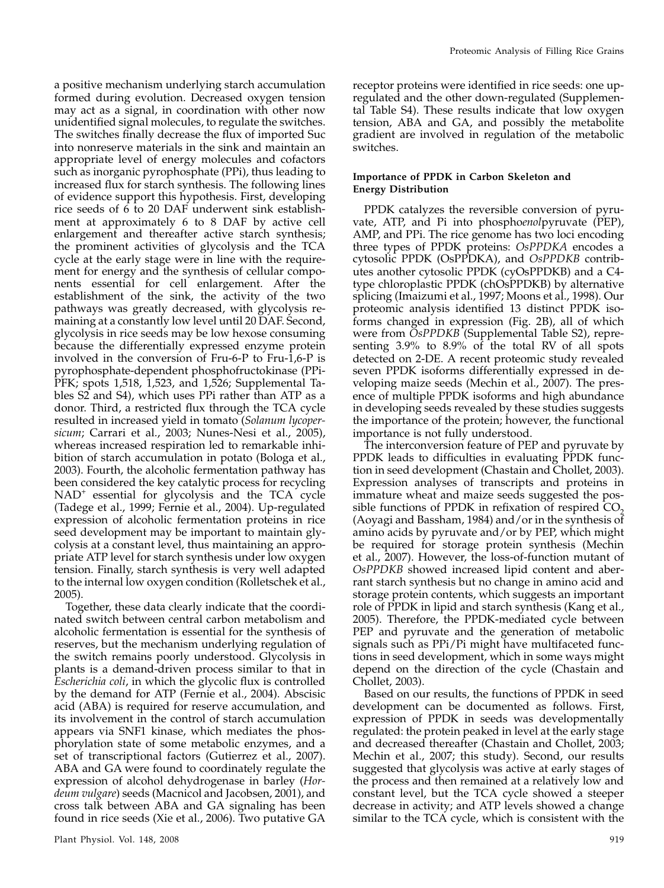a positive mechanism underlying starch accumulation formed during evolution. Decreased oxygen tension may act as a signal, in coordination with other now unidentified signal molecules, to regulate the switches. The switches finally decrease the flux of imported Suc into nonreserve materials in the sink and maintain an appropriate level of energy molecules and cofactors such as inorganic pyrophosphate (PPi), thus leading to increased flux for starch synthesis. The following lines of evidence support this hypothesis. First, developing rice seeds of 6 to 20 DAF underwent sink establishment at approximately 6 to 8 DAF by active cell enlargement and thereafter active starch synthesis; the prominent activities of glycolysis and the TCA cycle at the early stage were in line with the requirement for energy and the synthesis of cellular components essential for cell enlargement. After the establishment of the sink, the activity of the two pathways was greatly decreased, with glycolysis remaining at a constantly low level until 20 DAF. Second, glycolysis in rice seeds may be low hexose consuming because the differentially expressed enzyme protein involved in the conversion of Fru-6-P to Fru-1,6-P is pyrophosphate-dependent phosphofructokinase (PPi-PFK; spots 1,518, 1,523, and 1,526; Supplemental Tables S2 and S4), which uses PPi rather than ATP as a donor. Third, a restricted flux through the TCA cycle resulted in increased yield in tomato (*Solanum lycopersicum*; Carrari et al., 2003; Nunes-Nesi et al., 2005), whereas increased respiration led to remarkable inhibition of starch accumulation in potato (Bologa et al., 2003). Fourth, the alcoholic fermentation pathway has been considered the key catalytic process for recycling $NAD^+$ essential for glycolysis and the TCA cycle (Tadege et al., 1999; Fernie et al., 2004). Up-regulated expression of alcoholic fermentation proteins in rice seed development may be important to maintain glycolysis at a constant level, thus maintaining an appropriate ATP level for starch synthesis under low oxygen tension. Finally, starch synthesis is very well adapted to the internal low oxygen condition (Rolletschek et al., 2005).

Together, these data clearly indicate that the coordinated switch between central carbon metabolism and alcoholic fermentation is essential for the synthesis of reserves, but the mechanism underlying regulation of the switch remains poorly understood. Glycolysis in plants is a demand-driven process similar to that in *Escherichia coli*, in which the glycolic flux is controlled by the demand for ATP (Fernie et al., 2004). Abscisic acid (ABA) is required for reserve accumulation, and its involvement in the control of starch accumulation appears via SNF1 kinase, which mediates the phosphorylation state of some metabolic enzymes, and a set of transcriptional factors (Gutierrez et al., 2007). ABA and GA were found to coordinately regulate the expression of alcohol dehydrogenase in barley (*Hordeum vulgare*) seeds (Macnicol and Jacobsen, 2001), and cross talk between ABA and GA signaling has been found in rice seeds (Xie et al., 2006). Two putative GA receptor proteins were identified in rice seeds: one up-regulated and the other down-regulated (Supplemental Table S4). These results indicate that low oxygen tension, ABA and GA, and possibly the metabolite gradient are involved in regulation of the metabolic switches.

#### Importance of PPDK in Carbon Skeleton and Energy Distribution

PPDK catalyzes the reversible conversion of pyruvate, ATP, and Pi into phospho*enol*pyruvate (PEP), AMP, and PPi. The rice genome has two loci encoding three types of PPDK proteins: *OsPPDKA* encodes a cytosolic PPDK (OsPPDKA), and *OsPPDKB* contributes another cytosolic PPDK (cyOsPPDKB) and a C4-type chloroplastic PPDK (chOsPPDKB) by alternative splicing (Imaizumi et al., 1997; Moons et al., 1998). Our proteomic analysis identified 13 distinct PPDK isoforms changed in expression (Fig. 2B), all of which were from *OsPPDKB* (Supplemental Table S2), representing 3.9% to 8.9% of the total RV of all spots detected on 2-DE. A recent proteomic study revealed seven PPDK isoforms differentially expressed in developing maize seeds (Mechin et al., 2007). The presence of multiple PPDK isoforms and high abundance in developing seeds revealed by these studies suggests the importance of the protein; however, the functional importance is not fully understood.

The interconversion feature of PEP and pyruvate by PPDK leads to difficulties in evaluating PPDK function in seed development (Chastain and Chollet, 2003). Expression analyses of transcripts and proteins in immature wheat and maize seeds suggested the possible functions of PPDK in refixation of respired $CO_2$ (Aoyagi and Bassham, 1984) and/or in the synthesis of amino acids by pyruvate and/or by PEP, which might be required for storage protein synthesis (Mechin et al., 2007). However, the loss-of-function mutant of *OsPPDKB* showed increased lipid content and aberrant starch synthesis but no change in amino acid and storage protein contents, which suggests an important role of PPDK in lipid and starch synthesis (Kang et al., 2005). Therefore, the PPDK-mediated cycle between PEP and pyruvate and the generation of metabolic signals such as PPi/Pi might have multifaceted functions in seed development, which in some ways might depend on the direction of the cycle (Chastain and Chollet, 2003).

Based on our results, the functions of PPDK in seed development can be documented as follows. First, expression of PPDK in seeds was developmentally regulated: the protein peaked in level at the early stage and decreased thereafter (Chastain and Chollet, 2003; Mechin et al., 2007; this study). Second, our results suggested that glycolysis was active at early stages of the process and then remained at a relatively low and constant level, but the TCA cycle showed a steeper decrease in activity; and ATP levels showed a change similar to the TCA cycle, which is consistent with the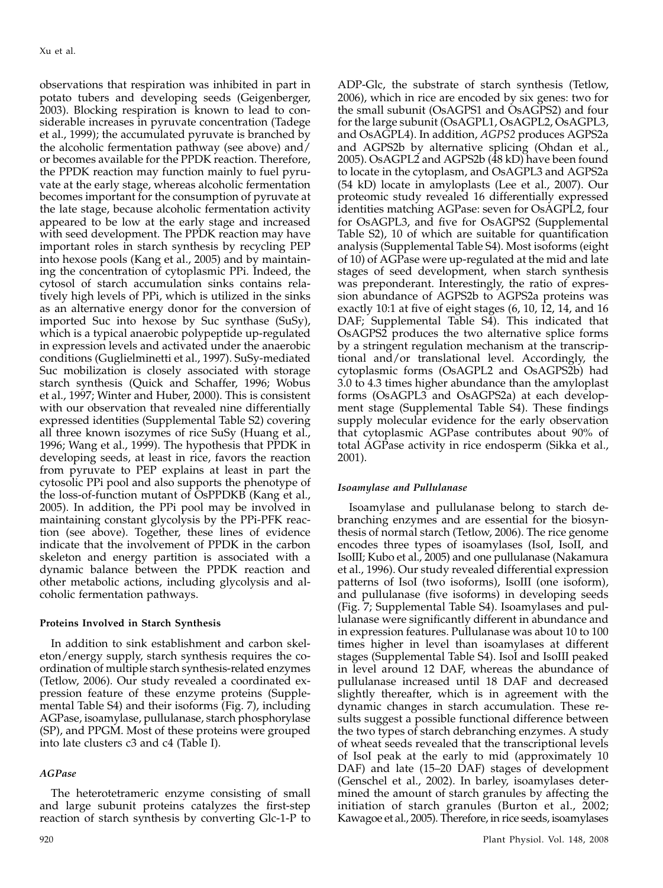observations that respiration was inhibited in part in potato tubers and developing seeds (Geigenberger, 2003). Blocking respiration is known to lead to considerable increases in pyruvate concentration (Tadege et al., 1999); the accumulated pyruvate is branched by the alcoholic fermentation pathway (see above) and/or becomes available for the PPDK reaction. Therefore, the PPDK reaction may function mainly to fuel pyruvate at the early stage, whereas alcoholic fermentation becomes important for the consumption of pyruvate at the late stage, because alcoholic fermentation activity appeared to be low at the early stage and increased with seed development. The PPDK reaction may have important roles in starch synthesis by recycling PEP into hexose pools (Kang et al., 2005) and by maintaining the concentration of cytoplasmic PPi. Indeed, the cytosol of starch accumulation sinks contains relatively high levels of PPi, which is utilized in the sinks as an alternative energy donor for the conversion of imported Suc into hexose by Suc synthase (SuSy), which is a typical anaerobic polypeptide up-regulated in expression levels and activated under the anaerobic conditions (Guglielminetti et al., 1997). SuSy-mediated Suc mobilization is closely associated with storage starch synthesis (Quick and Schaffer, 1996; Wobus et al., 1997; Winter and Huber, 2000). This is consistent with our observation that revealed nine differentially expressed identities (Supplemental Table S2) covering all three known isozymes of rice SuSy (Huang et al., 1996; Wang et al., 1999). The hypothesis that PPDK in developing seeds, at least in rice, favors the reaction from pyruvate to PEP explains at least in part the cytosolic PPi pool and also supports the phenotype of the loss-of-function mutant of OsPPDKB (Kang et al., 2005). In addition, the PPi pool may be involved in maintaining constant glycolysis by the PPi-PFK reaction (see above). Together, these lines of evidence indicate that the involvement of PPDK in the carbon skeleton and energy partition is associated with a dynamic balance between the PPDK reaction and other metabolic actions, including glycolysis and alcoholic fermentation pathways.

## Proteins Involved in Starch Synthesis

In addition to sink establishment and carbon skeleton/energy supply, starch synthesis requires the coordination of multiple starch synthesis-related enzymes (Tetlow, 2006). Our study revealed a coordinated expression feature of these enzyme proteins (Supplemental Table S4) and their isoforms (Fig. 7), including AGPase, isoamylase, pullulanase, starch phosphorylase (SP), and PPGM. Most of these proteins were grouped into late clusters c3 and c4 (Table I).

### *AGPase*

The heterotetrameric enzyme consisting of small and large subunit proteins catalyzes the first-step reaction of starch synthesis by converting Glc-1-P to ADP-Glc, the substrate of starch synthesis (Tetlow, 2006), which in rice are encoded by six genes: two for the small subunit (OsAGPS1 and OsAGPS2) and four for the large subunit (OsAGPL1, OsAGPL2, OsAGPL3, and OsAGPL4). In addition, *AGPS2* produces AGPS2a and AGPS2b by alternative splicing (Ohdan et al., 2005). OsAGPL2 and AGPS2b (48 kD) have been found to locate in the cytoplasm, and OsAGPL3 and AGPS2a (54 kD) locate in amyloplasts (Lee et al., 2007). Our proteomic study revealed 16 differentially expressed identities matching AGPase: seven for OsAGPL2, four for OsAGPL3, and five for OsAGPS2 (Supplemental Table S2), 10 of which are suitable for quantification analysis (Supplemental Table S4). Most isoforms (eight of 10) of AGPase were up-regulated at the mid and late stages of seed development, when starch synthesis was preponderant. Interestingly, the ratio of expression abundance of AGPS2b to AGPS2a proteins was exactly 10:1 at five of eight stages (6, 10, 12, 14, and 16 DAF; Supplemental Table S4). This indicated that OsAGPS2 produces the two alternative splice forms by a stringent regulation mechanism at the transcriptional and/or translational level. Accordingly, the cytoplasmic forms (OsAGPL2 and OsAGPS2b) had 3.0 to 4.3 times higher abundance than the amyloplast forms (OsAGPL3 and OsAGPS2a) at each development stage (Supplemental Table S4). These findings supply molecular evidence for the early observation that cytoplasmic AGPase contributes about 90% of total AGPase activity in rice endosperm (Sikka et al., 2001).

### *Isoamylase and Pullulanase*

Isoamylase and pullulanase belong to starch debranching enzymes and are essential for the biosynthesis of normal starch (Tetlow, 2006). The rice genome encodes three types of isoamylases (IsoI, IsoII, and IsoIII; Kubo et al., 2005) and one pullulanase (Nakamura et al., 1996). Our study revealed differential expression patterns of IsoI (two isoforms), IsoIII (one isoform), and pullulanase (five isoforms) in developing seeds (Fig. 7; Supplemental Table S4). Isoamylases and pullulanase were significantly different in abundance and in expression features. Pullulanase was about 10 to 100 times higher in level than isoamylases at different stages (Supplemental Table S4). IsoI and IsoIII peaked in level around 12 DAF, whereas the abundance of pullulanase increased until 18 DAF and decreased slightly thereafter, which is in agreement with the dynamic changes in starch accumulation. These results suggest a possible functional difference between the two types of starch debranching enzymes. A study of wheat seeds revealed that the transcriptional levels of IsoI peak at the early to mid (approximately 10 DAF) and late (15–20 DAF) stages of development (Genschel et al., 2002). In barley, isoamylases determined the amount of starch granules by affecting the initiation of starch granules (Burton et al., 2002; Kawagoe et al., 2005). Therefore, in rice seeds, isoamylases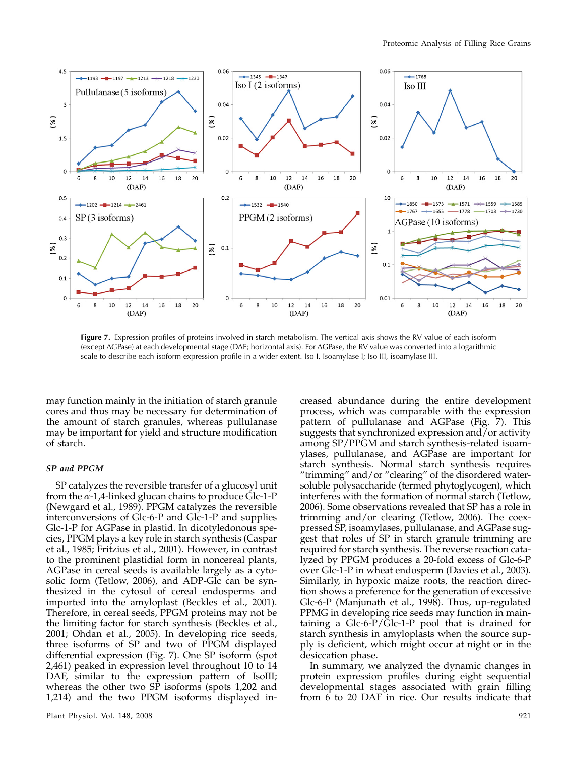Pullulanase (5 isoforms)

1193 1197 1213 1218 1230

Iso I (2 isoforms)

1345 1347

Iso III

1768

SP (3 isoforms)

1202 1214 2461

PPGM (2 isoforms)

1532 1540

AGPase (10 isoforms)

1850 1573 1571 1559 1585 1767 1655 1778 1703 1730

(%)

(DAF)

**Figure 7.** Expression profiles of proteins involved in starch metabolism. The vertical axis shows the RV value of each isoform (except AGPase) at each developmental stage (DAF; horizontal axis). For AGPase, the RV value was converted into a logarithmic scale to describe each isoform expression profile in a wider extent. Iso I, Isoamylase I; Iso III, isoamylase III.

may function mainly in the initiation of starch granule cores and thus may be necessary for determination of the amount of starch granules, whereas pullulanase may be important for yield and structure modification of starch.

### *SP and PPGM*

SP catalyzes the reversible transfer of a glucosyl unit from the $\alpha$-1,4-linked glucan chains to produce Glc-1-P (Newgard et al., 1989). PPGM catalyzes the reversible interconversions of Glc-6-P and Glc-1-P and supplies Glc-1-P for AGPase in plastid. In dicotyledonous species, PPGM plays a key role in starch synthesis (Caspar et al., 1985; Fritzius et al., 2001). However, in contrast to the prominent plastidial form in noncereal plants, AGPase in cereal seeds is available largely as a cytosolic form (Tetlow, 2006), and ADP-Glc can be synthesized in the cytosol of cereal endosperms and imported into the amyloplast (Beckles et al., 2001). Therefore, in cereal seeds, PPGM proteins may not be the limiting factor for starch synthesis (Beckles et al., 2001; Ohdan et al., 2005). In developing rice seeds, three isoforms of SP and two of PPGM displayed differential expression (Fig. 7). One SP isoform (spot 2,461) peaked in expression level throughout 10 to 14 DAF, similar to the expression pattern of IsoIII; whereas the other two SP isoforms (spots 1,202 and 1,214) and the two PPGM isoforms displayed increased abundance during the entire development process, which was comparable with the expression pattern of pullulanase and AGPase (Fig. 7). This suggests that synchronized expression and/or activity among SP/PPGM and starch synthesis-related isoamylases, pullulanase, and AGPase are important for starch synthesis. Normal starch synthesis requires "trimming" and/or "clearing" of the disordered water-soluble polysaccharide (termed phytoglycogen), which interferes with the formation of normal starch (Tetlow, 2006). Some observations revealed that SP has a role in trimming and/or clearing (Tetlow, 2006). The coexpressed SP, isoamylases, pullulanase, and AGPase suggest that roles of SP in starch granule trimming are required for starch synthesis. The reverse reaction catalyzed by PPGM produces a 20-fold excess of Glc-6-P over Glc-1-P in wheat endosperm (Davies et al., 2003). Similarly, in hypoxic maize roots, the reaction direction shows a preference for the generation of excessive Glc-6-P (Manjunath et al., 1998). Thus, up-regulated PPMG in developing rice seeds may function in maintaining a Glc-6-P/Glc-1-P pool that is drained for starch synthesis in amyloplasts when the source supply is deficient, which might occur at night or in the desiccation phase.

In summary, we analyzed the dynamic changes in protein expression profiles during eight sequential developmental stages associated with grain filling from 6 to 20 DAF in rice. Our results indicate that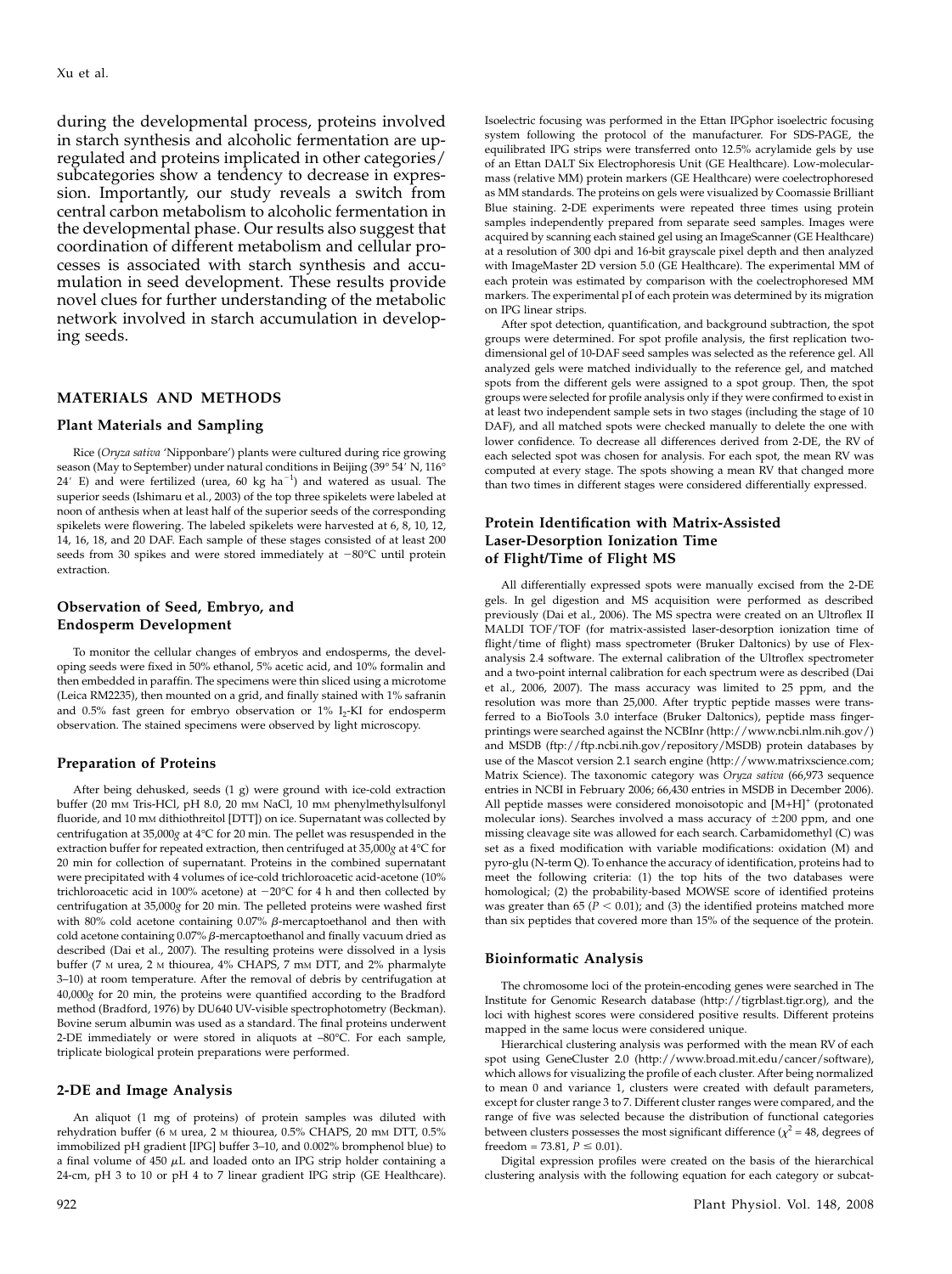during the developmental process, proteins involved in starch synthesis and alcoholic fermentation are up-regulated and proteins implicated in other categories/subcategories show a tendency to decrease in expression. Importantly, our study reveals a switch from central carbon metabolism to alcoholic fermentation in the developmental phase. Our results also suggest that coordination of different metabolism and cellular processes is associated with starch synthesis and accumulation in seed development. These results provide novel clues for further understanding of the metabolic network involved in starch accumulation in developing seeds.

## MATERIALS AND METHODS

### Plant Materials and Sampling

Rice (*Oryza sativa* 'Nipponbare') plants were cultured during rice growing season (May to September) under natural conditions in Beijing (39° 54′ N, 116° 24′ E) and were fertilized (urea, 60 kg ha$^{-1}$) and watered as usual. The superior seeds (Ishimaru et al., 2003) of the top three spikelets were labeled at noon of anthesis when at least half of the superior seeds of the corresponding spikelets were flowering. The labeled spikelets were harvested at 6, 8, 10, 12, 14, 16, 18, and 20 DAF. Each sample of these stages consisted of at least 200 seeds from 30 spikes and were stored immediately at −80°C until protein extraction.

### Observation of Seed, Embryo, and Endosperm Development

To monitor the cellular changes of embryos and endosperms, the developing seeds were fixed in 50% ethanol, 5% acetic acid, and 10% formalin and then embedded in paraffin. The specimens were thin sliced using a microtome (Leica RM2235), then mounted on a grid, and finally stained with 1% safranin and 0.5% fast green for embryo observation or 1% $I_2$-KI for endosperm observation. The stained specimens were observed by light microscopy.

### Preparation of Proteins

After being dehusked, seeds (1 g) were ground with ice-cold extraction buffer (20 mM Tris-HCl, pH 8.0, 20 mM NaCl, 10 mM phenylmethylsulfonyl fluoride, and 10 mM dithiothreitol [DTT]) on ice. Supernatant was collected by centrifugation at 35,000*g* at 4°C for 20 min. The pellet was resuspended in the extraction buffer for repeated extraction, then centrifuged at 35,000*g* at 4°C for 20 min for collection of supernatant. Proteins in the combined supernatant were precipitated with 4 volumes of ice-cold trichloroacetic acid-acetone (10% trichloroacetic acid in 100% acetone) at −20°C for 4 h and then collected by centrifugation at 35,000*g* for 20 min. The pelleted proteins were washed first with 80% cold acetone containing 0.07% β-mercaptoethanol and then with cold acetone containing 0.07% β-mercaptoethanol and finally vacuum dried as described (Dai et al., 2007). The resulting proteins were dissolved in a lysis buffer (7 M urea, 2 M thiourea, 4% CHAPS, 7 mM DTT, and 2% pharmalyte 3–10) at room temperature. After the removal of debris by centrifugation at 40,000*g* for 20 min, the proteins were quantified according to the Bradford method (Bradford, 1976) by DU640 UV-visible spectrophotometry (Beckman). Bovine serum albumin was used as a standard. The final proteins underwent 2-DE immediately or were stored in aliquots at −80°C. For each sample, triplicate biological protein preparations were performed.

### 2-DE and Image Analysis

An aliquot (1 mg of proteins) of protein samples was diluted with rehydration buffer (6 M urea, 2 M thiourea, 0.5% CHAPS, 20 mM DTT, 0.5% immobilized pH gradient [IPG] buffer 3–10, and 0.002% bromphenol blue) to a final volume of 450 μL and loaded onto an IPG strip holder containing a 24-cm, pH 3 to 10 or pH 4 to 7 linear gradient IPG strip (GE Healthcare). Isoelectric focusing was performed in the Ettan IPGphor isoelectric focusing system following the protocol of the manufacturer. For SDS-PAGE, the equilibrated IPG strips were transferred onto 12.5% acrylamide gels by use of an Ettan DALT Six Electrophoresis Unit (GE Healthcare). Low-molecular-mass (relative MM) protein markers (GE Healthcare) were coelectrophoresed as MM standards. The proteins on gels were visualized by Coomassie Brilliant Blue staining. 2-DE experiments were repeated three times using protein samples independently prepared from separate seed samples. Images were acquired by scanning each stained gel using an ImageScanner (GE Healthcare) at a resolution of 300 dpi and 16-bit grayscale pixel depth and then analyzed with ImageMaster 2D version 5.0 (GE Healthcare). The experimental MM of each protein was estimated by comparison with the coelectrophoresed MM markers. The experimental pI of each protein was determined by its migration on IPG linear strips.

After spot detection, quantification, and background subtraction, the spot groups were determined. For spot profile analysis, the first replication two-dimensional gel of 10-DAF seed samples was selected as the reference gel. All analyzed gels were matched individually to the reference gel, and matched spots from the different gels were assigned to a spot group. Then, the spot groups were selected for profile analysis only if they were confirmed to exist in at least two independent sample sets in two stages (including the stage of 10 DAF), and all matched spots were checked manually to delete the one with lower confidence. To decrease all differences derived from 2-DE, the RV of each selected spot was chosen for analysis. For each spot, the mean RV was computed at every stage. The spots showing a mean RV that changed more than two times in different stages were considered differentially expressed.

### Protein Identification with Matrix-Assisted Laser-Desorption Ionization Time of Flight/Time of Flight MS

All differentially expressed spots were manually excised from the 2-DE gels. In gel digestion and MS acquisition were performed as described previously (Dai et al., 2006). The MS spectra were created on an Ultroflex II MALDI TOF/TOF (for matrix-assisted laser-desorption ionization time of flight/time of flight) mass spectrometer (Bruker Daltonics) by use of Flex-analysis 2.4 software. The external calibration of the Ultroflex spectrometer and a two-point internal calibration for each spectrum were as described (Dai et al., 2006, 2007). The mass accuracy was limited to 25 ppm, and the resolution was more than 25,000. After tryptic peptide masses were transferred to a BioTools 3.0 interface (Bruker Daltonics), peptide mass fingerprintings were searched against the NCBInr (http://www.ncbi.nlm.nih.gov/) and MSDB (ftp://ftp.ncbi.nih.gov/repository/MSDB) protein databases by use of the Mascot version 2.1 search engine (http://www.matrixscience.com; Matrix Science). The taxonomic category was *Oryza sativa* (66,973 sequence entries in NCBI in February 2006; 66,430 entries in MSDB in December 2006). All peptide masses were considered monoisotopic and $[M+H]^+$ (protonated molecular ions). Searches involved a mass accuracy of ±200 ppm, and one missing cleavage site was allowed for each search. Carbamidomethyl (C) was set as a fixed modification with variable modifications: oxidation (M) and pyro-glu (N-term Q). To enhance the accuracy of identification, proteins had to meet the following criteria: (1) the top hits of the two databases were homological; (2) the probability-based MOWSE score of identified proteins was greater than 65 ($P < 0.01$); and (3) the identified proteins matched more than six peptides that covered more than 15% of the sequence of the protein.

### Bioinformatic Analysis

The chromosome loci of the protein-encoding genes were searched in The Institute for Genomic Research database (http://tigrblast.tigr.org), and the loci with highest scores were considered positive results. Different proteins mapped in the same locus were considered unique.

Hierarchical clustering analysis was performed with the mean RV of each spot using GeneCluster 2.0 (http://www.broad.mit.edu/cancer/software), which allows for visualizing the profile of each cluster. After being normalized to mean 0 and variance 1, clusters were created with default parameters, except for cluster range 3 to 7. Different cluster ranges were compared, and the range of five was selected because the distribution of functional categories between clusters possesses the most significant difference ($\chi^2 = 48$, degrees of freedom = 73.81, $P \leq 0.01$).

Digital expression profiles were created on the basis of the hierarchical clustering analysis with the following equation for each category or subcat-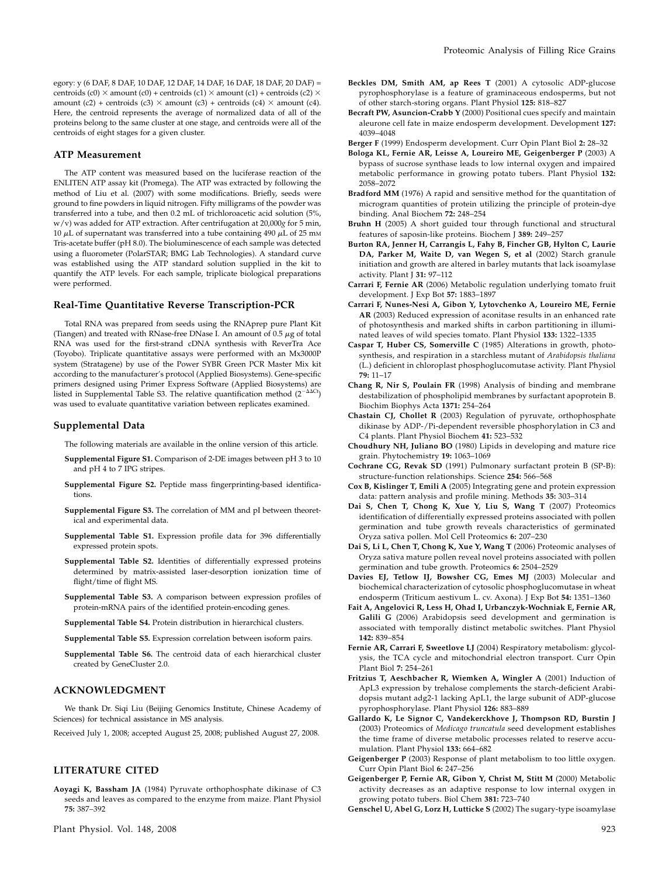egory: y (6 DAF, 8 DAF, 10 DAF, 12 DAF, 14 DAF, 16 DAF, 18 DAF, 20 DAF) = centroids (c0) × amount (c0) + centroids (c1) × amount (c1) + centroids (c2) × amount (c2) + centroids (c3) × amount (c3) + centroids (c4) × amount (c4). Here, the centroid represents the average of normalized data of all of the proteins belong to the same cluster at one stage, and centroids were all of the centroids of eight stages for a given cluster.

## ATP Measurement

The ATP content was measured based on the luciferase reaction of the ENLITEN ATP assay kit (Promega). The ATP was extracted by following the method of Liu et al. (2007) with some modifications. Briefly, seeds were ground to fine powders in liquid nitrogen. Fifty milligrams of the powder was transferred into a tube, and then 0.2 mL of trichloroacetic acid solution (5%, w/v) was added for ATP extraction. After centrifugation at 20,000$g$ for 5 min, 10 $\mu$L of supernatant was transferred into a tube containing 490 $\mu$L of 25 mM Tris-acetate buffer (pH 8.0). The bioluminescence of each sample was detected using a fluorometer (PolarSTAR; BMG Lab Technologies). A standard curve was established using the ATP standard solution supplied in the kit to quantify the ATP levels. For each sample, triplicate biological preparations were performed.

## Real-Time Quantitative Reverse Transcription-PCR

Total RNA was prepared from seeds using the RNAprep pure Plant Kit (Tiangen) and treated with RNase-free DNase I. An amount of 0.5 $\mu$g of total RNA was used for the first-strand cDNA synthesis with ReverTra Ace (Toyobo). Triplicate quantitative assays were performed with an Mx3000P system (Stratagene) by use of the Power SYBR Green PCR Master Mix kit according to the manufacturer's protocol (Applied Biosystems). Gene-specific primers designed using Primer Express Software (Applied Biosystems) are listed in Supplemental Table S3. The relative quantification method ($2^{-\Delta\Delta Ct}$) was used to evaluate quantitative variation between replicates examined.

## Supplemental Data

The following materials are available in the online version of this article.

**Supplemental Figure S1.** Comparison of 2-DE images between pH 3 to 10 and pH 4 to 7 IPG stripes.

**Supplemental Figure S2.** Peptide mass fingerprinting-based identifications.

**Supplemental Figure S3.** The correlation of MM and pI between theoretical and experimental data.

**Supplemental Table S1.** Expression profile data for 396 differentially expressed protein spots.

**Supplemental Table S2.** Identities of differentially expressed proteins determined by matrix-assisted laser-desorption ionization time of flight/time of flight MS.

**Supplemental Table S3.** A comparison between expression profiles of protein-mRNA pairs of the identified protein-encoding genes.

**Supplemental Table S4.** Protein distribution in hierarchical clusters.

**Supplemental Table S5.** Expression correlation between isoform pairs.

**Supplemental Table S6.** The centroid data of each hierarchical cluster created by GeneCluster 2.0.

## ACKNOWLEDGMENT

We thank Dr. Siqi Liu (Beijing Genomics Institute, Chinese Academy of Sciences) for technical assistance in MS analysis.

Received July 1, 2008; accepted August 25, 2008; published August 27, 2008.

## LITERATURE CITED

**Aoyagi K, Bassham JA** (1984) Pyruvate orthophosphate dikinase of C3 seeds and leaves as compared to the enzyme from maize. Plant Physiol **75:** 387–392

**Beckles DM, Smith AM, ap Rees T** (2001) A cytosolic ADP-glucose pyrophosphorylase is a feature of graminaceous endosperms, but not of other starch-storing organs. Plant Physiol **125:** 818–827

**Becraft PW, Asuncion-Crabb Y** (2000) Positional cues specify and maintain aleurone cell fate in maize endosperm development. Development **127:** 4039–4048

**Berger F** (1999) Endosperm development. Curr Opin Plant Biol **2:** 28–32

**Bologa KL, Fernie AR, Leisse A, Loureiro ME, Geigenberger P** (2003) A bypass of sucrose synthase leads to low internal oxygen and impaired metabolic performance in growing potato tubers. Plant Physiol **132:** 2058–2072

**Bradford MM** (1976) A rapid and sensitive method for the quantitation of microgram quantities of protein utilizing the principle of protein-dye binding. Anal Biochem **72:** 248–254

**Bruhn H** (2005) A short guided tour through functional and structural features of saposin-like proteins. Biochem J **389:** 249–257

**Burton RA, Jenner H, Carrangis L, Fahy B, Fincher GB, Hylton C, Laurie DA, Parker M, Waite D, van Wegen S, et al** (2002) Starch granule initiation and growth are altered in barley mutants that lack isoamylase activity. Plant J **31:** 97–112

**Carrari F, Fernie AR** (2006) Metabolic regulation underlying tomato fruit development. J Exp Bot **57:** 1883–1897

**Carrari F, Nunes-Nesi A, Gibon Y, Lytovchenko A, Loureiro ME, Fernie AR** (2003) Reduced expression of aconitase results in an enhanced rate of photosynthesis and marked shifts in carbon partitioning in illuminated leaves of wild species tomato. Plant Physiol **133:** 1322–1335

**Caspar T, Huber CS, Somerville C** (1985) Alterations in growth, photosynthesis, and respiration in a starchless mutant of *Arabidopsis thaliana* (L.) deficient in chloroplast phosphoglucomutase activity. Plant Physiol **79:** 11–17

**Chang R, Nir S, Poulain FR** (1998) Analysis of binding and membrane destabilization of phospholipid membranes by surfactant apoprotein B. Biochim Biophys Acta **1371:** 254–264

**Chastain CJ, Chollet R** (2003) Regulation of pyruvate, orthophosphate dikinase by ADP-/Pi-dependent reversible phosphorylation in C3 and C4 plants. Plant Physiol Biochem **41:** 523–532

**Choudhury NH, Juliano BO** (1980) Lipids in developing and mature rice grain. Phytochemistry **19:** 1063–1069

**Cochrane CG, Revak SD** (1991) Pulmonary surfactant protein B (SP-B): structure-function relationships. Science **254:** 566–568

**Cox B, Kislinger T, Emili A** (2005) Integrating gene and protein expression data: pattern analysis and profile mining. Methods **35:** 303–314

**Dai S, Chen T, Chong K, Xue Y, Liu S, Wang T** (2007) Proteomics identification of differentially expressed proteins associated with pollen germination and tube growth reveals characteristics of germinated Oryza sativa pollen. Mol Cell Proteomics **6:** 207–230

**Dai S, Li L, Chen T, Chong K, Xue Y, Wang T** (2006) Proteomic analyses of Oryza sativa mature pollen reveal novel proteins associated with pollen germination and tube growth. Proteomics **6:** 2504–2529

**Davies EJ, Tetlow IJ, Bowsher CG, Emes MJ** (2003) Molecular and biochemical characterization of cytosolic phosphoglucomutase in wheat endosperm (Triticum aestivum L. cv. Axona). J Exp Bot **54:** 1351–1360

**Fait A, Angelovici R, Less H, Ohad I, Urbanczyk-Wochniak E, Fernie AR, Galili G** (2006) Arabidopsis seed development and germination is associated with temporally distinct metabolic switches. Plant Physiol **142:** 839–854

**Fernie AR, Carrari F, Sweetlove LJ** (2004) Respiratory metabolism: glycolysis, the TCA cycle and mitochondrial electron transport. Curr Opin Plant Biol **7:** 254–261

**Fritzius T, Aeschbacher R, Wiemken A, Wingler A** (2001) Induction of ApL3 expression by trehalose complements the starch-deficient Arabidopsis mutant adg2-1 lacking ApL1, the large subunit of ADP-glucose pyrophosphorylase. Plant Physiol **126:** 883–889

**Gallardo K, Le Signor C, Vandekerckhove J, Thompson RD, Burstin J** (2003) Proteomics of *Medicago truncatula* seed development establishes the time frame of diverse metabolic processes related to reserve accumulation. Plant Physiol **133:** 664–682

**Geigenberger P** (2003) Response of plant metabolism to too little oxygen. Curr Opin Plant Biol **6:** 247–256

**Geigenberger P, Fernie AR, Gibon Y, Christ M, Stitt M** (2000) Metabolic activity decreases as an adaptive response to low internal oxygen in growing potato tubers. Biol Chem **381:** 723–740

**Genschel U, Abel G, Lorz H, Lutticke S** (2002) The sugary-type isoamylase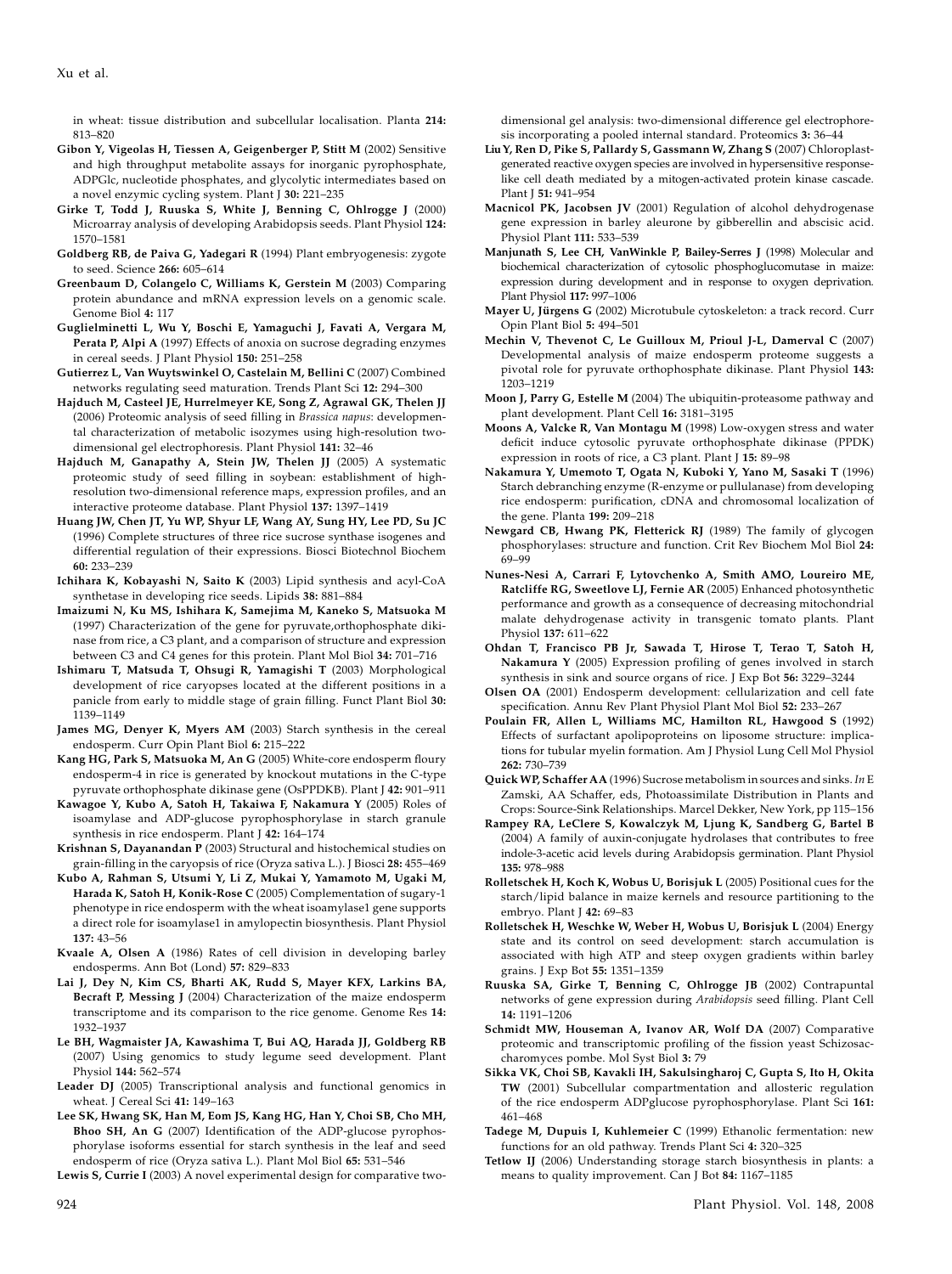in wheat: tissue distribution and subcellular localisation. Planta **214:** 813–820

**Gibon Y, Vigeolas H, Tiessen A, Geigenberger P, Stitt M** (2002) Sensitive and high throughput metabolite assays for inorganic pyrophosphate, ADPGlc, nucleotide phosphates, and glycolytic intermediates based on a novel enzymic cycling system. Plant J **30:** 221–235

**Girke T, Todd J, Ruuska S, White J, Benning C, Ohlrogge J** (2000) Microarray analysis of developing Arabidopsis seeds. Plant Physiol **124:** 1570–1581

**Goldberg RB, de Paiva G, Yadegari R** (1994) Plant embryogenesis: zygote to seed. Science **266:** 605–614

**Greenbaum D, Colangelo C, Williams K, Gerstein M** (2003) Comparing protein abundance and mRNA expression levels on a genomic scale. Genome Biol **4:** 117

**Guglielminetti L, Wu Y, Boschi E, Yamaguchi J, Favati A, Vergara M, Perata P, Alpi A** (1997) Effects of anoxia on sucrose degrading enzymes in cereal seeds. J Plant Physiol **150:** 251–258

**Gutierrez L, Van Wuytswinkel O, Castelain M, Bellini C** (2007) Combined networks regulating seed maturation. Trends Plant Sci **12:** 294–300

**Hajduch M, Casteel JE, Hurrelmeyer KE, Song Z, Agrawal GK, Thelen JJ** (2006) Proteomic analysis of seed filling in *Brassica napus*: developmental characterization of metabolic isozymes using high-resolution two-dimensional gel electrophoresis. Plant Physiol **141:** 32–46

**Hajduch M, Ganapathy A, Stein JW, Thelen JJ** (2005) A systematic proteomic study of seed filling in soybean: establishment of high-resolution two-dimensional reference maps, expression profiles, and an interactive proteome database. Plant Physiol **137:** 1397–1419

**Huang JW, Chen JT, Yu WP, Shyur LF, Wang AY, Sung HY, Lee PD, Su JC** (1996) Complete structures of three rice sucrose synthase isogenes and differential regulation of their expressions. Biosci Biotechnol Biochem **60:** 233–239

**Ichihara K, Kobayashi N, Saito K** (2003) Lipid synthesis and acyl-CoA synthetase in developing rice seeds. Lipids **38:** 881–884

**Imaizumi N, Ku MS, Ishihara K, Samejima M, Kaneko S, Matsuoka M** (1997) Characterization of the gene for pyruvate,orthophosphate dikinase from rice, a C3 plant, and a comparison of structure and expression between C3 and C4 genes for this protein. Plant Mol Biol **34:** 701–716

**Ishimaru T, Matsuda T, Ohsugi R, Yamagishi T** (2003) Morphological development of rice caryopses located at the different positions in a panicle from early to middle stage of grain filling. Funct Plant Biol **30:** 1139–1149

**James MG, Denyer K, Myers AM** (2003) Starch synthesis in the cereal endosperm. Curr Opin Plant Biol **6:** 215–222

**Kang HG, Park S, Matsuoka M, An G** (2005) White-core endosperm floury endosperm-4 in rice is generated by knockout mutations in the C-type pyruvate orthophosphate dikinase gene (OsPPDKB). Plant J **42:** 901–911

**Kawagoe Y, Kubo A, Satoh H, Takaiwa F, Nakamura Y** (2005) Roles of isoamylase and ADP-glucose pyrophosphorylase in starch granule synthesis in rice endosperm. Plant J **42:** 164–174

**Krishnan S, Dayanandan P** (2003) Structural and histochemical studies on grain-filling in the caryopsis of rice (Oryza sativa L.). J Biosci **28:** 455–469

**Kubo A, Rahman S, Utsumi Y, Li Z, Mukai Y, Yamamoto M, Ugaki M, Harada K, Satoh H, Konik-Rose C** (2005) Complementation of sugary-1 phenotype in rice endosperm with the wheat isoamylase1 gene supports a direct role for isoamylase1 in amylopectin biosynthesis. Plant Physiol **137:** 43–56

**Kvaale A, Olsen A** (1986) Rates of cell division in developing barley endosperms. Ann Bot (Lond) **57:** 829–833

**Lai J, Dey N, Kim CS, Bharti AK, Rudd S, Mayer KFX, Larkins BA, Becraft P, Messing J** (2004) Characterization of the maize endosperm transcriptome and its comparison to the rice genome. Genome Res **14:** 1932–1937

**Le BH, Wagmaister JA, Kawashima T, Bui AQ, Harada JJ, Goldberg RB** (2007) Using genomics to study legume seed development. Plant Physiol **144:** 562–574

**Leader DJ** (2005) Transcriptional analysis and functional genomics in wheat. J Cereal Sci **41:** 149–163

**Lee SK, Hwang SK, Han M, Eom JS, Kang HG, Han Y, Choi SB, Cho MH, Bhoo SH, An G** (2007) Identification of the ADP-glucose pyrophosphorylase isoforms essential for starch synthesis in the leaf and seed endosperm of rice (Oryza sativa L.). Plant Mol Biol **65:** 531–546

**Lewis S, Currie I** (2003) A novel experimental design for comparative two-dimensional gel analysis: two-dimensional difference gel electrophoresis incorporating a pooled internal standard. Proteomics **3:** 36–44

**Liu Y, Ren D, Pike S, Pallardy S, Gassmann W, Zhang S** (2007) Chloroplast-generated reactive oxygen species are involved in hypersensitive response-like cell death mediated by a mitogen-activated protein kinase cascade. Plant J **51:** 941–954

**Macnicol PK, Jacobsen JV** (2001) Regulation of alcohol dehydrogenase gene expression in barley aleurone by gibberellin and abscisic acid. Physiol Plant **111:** 533–539

**Manjunath S, Lee CH, VanWinkle P, Bailey-Serres J** (1998) Molecular and biochemical characterization of cytosolic phosphoglucomutase in maize: expression during development and in response to oxygen deprivation. Plant Physiol **117:** 997–1006

**Mayer U, Jürgens G** (2002) Microtubule cytoskeleton: a track record. Curr Opin Plant Biol **5:** 494–501

**Mechin V, Thevenot C, Le Guilloux M, Prioul J-L, Damerval C** (2007) Developmental analysis of maize endosperm proteome suggests a pivotal role for pyruvate orthophosphate dikinase. Plant Physiol **143:** 1203–1219

**Moon J, Parry G, Estelle M** (2004) The ubiquitin-proteasome pathway and plant development. Plant Cell **16:** 3181–3195

**Moons A, Valcke R, Van Montagu M** (1998) Low-oxygen stress and water deficit induce cytosolic pyruvate orthophosphate dikinase (PPDK) expression in roots of rice, a C3 plant. Plant J **15:** 89–98

**Nakamura Y, Umemoto T, Ogata N, Kuboki Y, Yano M, Sasaki T** (1996) Starch debranching enzyme (R-enzyme or pullulanase) from developing rice endosperm: purification, cDNA and chromosomal localization of the gene. Planta **199:** 209–218

**Newgard CB, Hwang PK, Fletterick RJ** (1989) The family of glycogen phosphorylases: structure and function. Crit Rev Biochem Mol Biol **24:** 69–99

**Nunes-Nesi A, Carrari F, Lytovchenko A, Smith AMO, Loureiro ME, Ratcliffe RG, Sweetlove LJ, Fernie AR** (2005) Enhanced photosynthetic performance and growth as a consequence of decreasing mitochondrial malate dehydrogenase activity in transgenic tomato plants. Plant Physiol **137:** 611–622

**Ohdan T, Francisco PB Jr, Sawada T, Hirose T, Terao T, Satoh H, Nakamura Y** (2005) Expression profiling of genes involved in starch synthesis in sink and source organs of rice. J Exp Bot **56:** 3229–3244

**Olsen OA** (2001) Endosperm development: cellularization and cell fate specification. Annu Rev Plant Physiol Plant Mol Biol **52:** 233–267

**Poulain FR, Allen L, Williams MC, Hamilton RL, Hawgood S** (1992) Effects of surfactant apolipoproteins on liposome structure: implications for tubular myelin formation. Am J Physiol Lung Cell Mol Physiol **262:** 730–739

**Quick WP, Schaffer AA** (1996) Sucrose metabolism in sources and sinks. *In* E Zamski, AA Schaffer, eds, Photoassimilate Distribution in Plants and Crops: Source-Sink Relationships. Marcel Dekker, New York, pp 115–156

**Rampey RA, LeClere S, Kowalczyk M, Ljung K, Sandberg G, Bartel B** (2004) A family of auxin-conjugate hydrolases that contributes to free indole-3-acetic acid levels during Arabidopsis germination. Plant Physiol **135:** 978–988

**Rolletschek H, Koch K, Wobus U, Borisjuk L** (2005) Positional cues for the starch/lipid balance in maize kernels and resource partitioning to the embryo. Plant J **42:** 69–83

**Rolletschek H, Weschke W, Weber H, Wobus U, Borisjuk L** (2004) Energy state and its control on seed development: starch accumulation is associated with high ATP and steep oxygen gradients within barley grains. J Exp Bot **55:** 1351–1359

**Ruuska SA, Girke T, Benning C, Ohlrogge JB** (2002) Contrapuntal networks of gene expression during *Arabidopsis* seed filling. Plant Cell **14:** 1191–1206

**Schmidt MW, Houseman A, Ivanov AR, Wolf DA** (2007) Comparative proteomic and transcriptomic profiling of the fission yeast Schizosaccharomyces pombe. Mol Syst Biol **3:** 79

**Sikka VK, Choi SB, Kavakli IH, Sakulsingharoj C, Gupta S, Ito H, Okita TW** (2001) Subcellular compartmentation and allosteric regulation of the rice endosperm ADPglucose pyrophosphorylase. Plant Sci **161:** 461–468

**Tadege M, Dupuis I, Kuhlemeier C** (1999) Ethanolic fermentation: new functions for an old pathway. Trends Plant Sci **4:** 320–325

**Tetlow IJ** (2006) Understanding storage starch biosynthesis in plants: a means to quality improvement. Can J Bot **84:** 1167–1185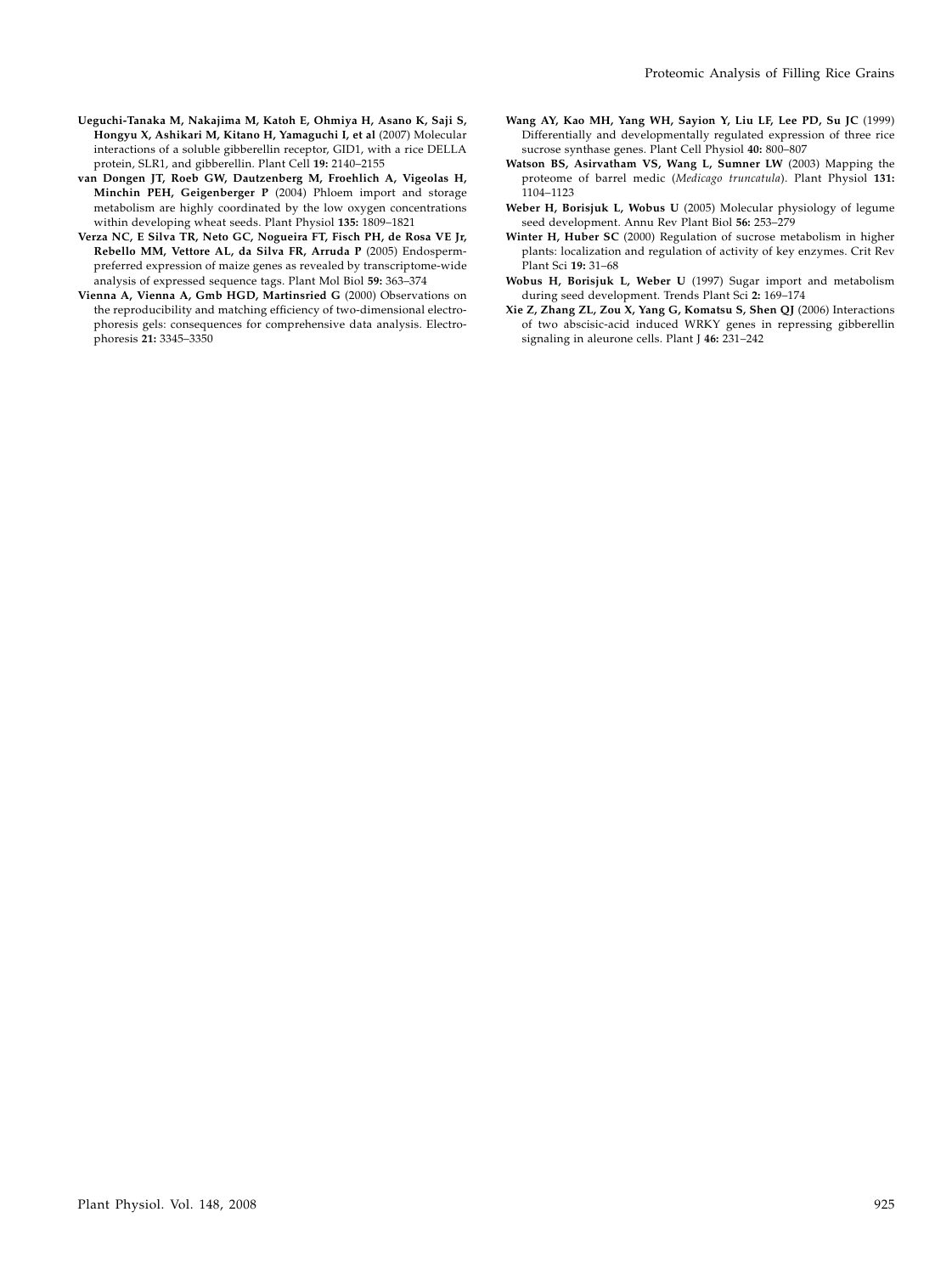**Ueguchi-Tanaka M, Nakajima M, Katoh E, Ohmiya H, Asano K, Saji S, Hongyu X, Ashikari M, Kitano H, Yamaguchi I, et al** (2007) Molecular interactions of a soluble gibberellin receptor, GID1, with a rice DELLA protein, SLR1, and gibberellin. Plant Cell **19:** 2140–2155

**van Dongen JT, Roeb GW, Dautzenberg M, Froehlich A, Vigeolas H, Minchin PEH, Geigenberger P** (2004) Phloem import and storage metabolism are highly coordinated by the low oxygen concentrations within developing wheat seeds. Plant Physiol **135:** 1809–1821

**Verza NC, E Silva TR, Neto GC, Nogueira FT, Fisch PH, de Rosa VE Jr, Rebello MM, Vettore AL, da Silva FR, Arruda P** (2005) Endosperm-preferred expression of maize genes as revealed by transcriptome-wide analysis of expressed sequence tags. Plant Mol Biol **59:** 363–374

**Vienna A, Vienna A, Gmb HGD, Martinsried G** (2000) Observations on the reproducibility and matching efficiency of two-dimensional electrophoresis gels: consequences for comprehensive data analysis. Electrophoresis **21:** 3345–3350

**Wang AY, Kao MH, Yang WH, Sayion Y, Liu LF, Lee PD, Su JC** (1999) Differentially and developmentally regulated expression of three rice sucrose synthase genes. Plant Cell Physiol **40:** 800–807

**Watson BS, Asirvatham VS, Wang L, Sumner LW** (2003) Mapping the proteome of barrel medic (*Medicago truncatula*). Plant Physiol **131:** 1104–1123

**Weber H, Borisjuk L, Wobus U** (2005) Molecular physiology of legume seed development. Annu Rev Plant Biol **56:** 253–279

**Winter H, Huber SC** (2000) Regulation of sucrose metabolism in higher plants: localization and regulation of activity of key enzymes. Crit Rev Plant Sci **19:** 31–68

**Wobus H, Borisjuk L, Weber U** (1997) Sugar import and metabolism during seed development. Trends Plant Sci **2:** 169–174

**Xie Z, Zhang ZL, Zou X, Yang G, Komatsu S, Shen QJ** (2006) Interactions of two abscisic-acid induced WRKY genes in repressing gibberellin signaling in aleurone cells. Plant J **46:** 231–242